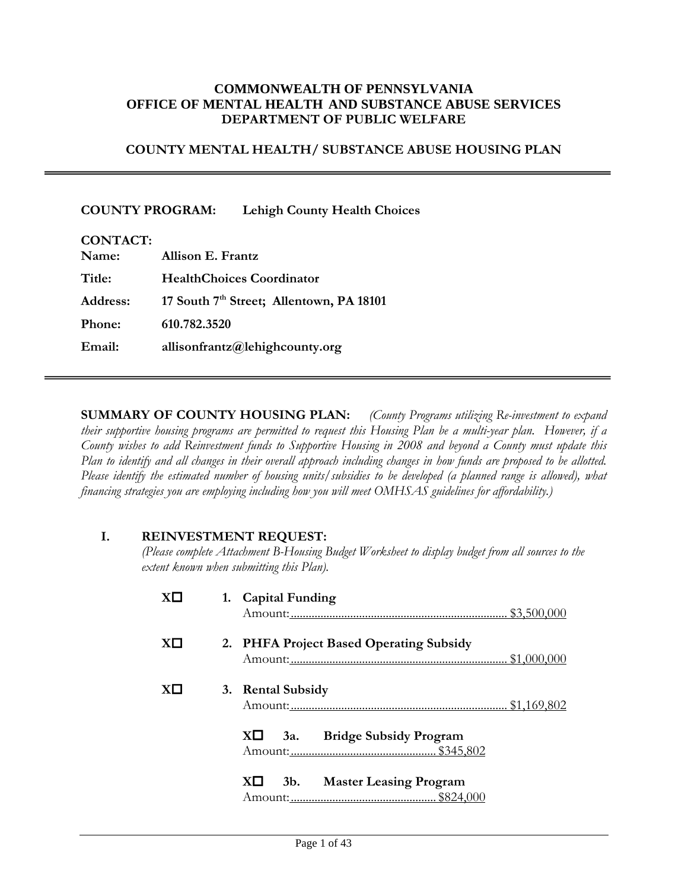# COMMONWEALTH OF PENNSYLVANIA
# OFFICE OF MENTAL HEALTH AND SUBSTANCE ABUSE SERVICES
# DEPARTMENT OF PUBLIC WELFARE

## COUNTY MENTAL HEALTH / SUBSTANCE ABUSE HOUSING PLAN

---

**COUNTY PROGRAM:** **Lehigh County Health Choices**

**CONTACT:**

**Name:** **Allison E. Frantz**

**Title:** **HealthChoices Coordinator**

**Address:** **17 South 7th Street; Allentown, PA 18101**

**Phone:** **610.782.3520**

**Email:** **allisonfrantz@lehighcounty.org**

---

**SUMMARY OF COUNTY HOUSING PLAN:** *(County Programs utilizing Re-investment to expand their supportive housing programs are permitted to request this Housing Plan be a multi-year plan. However, if a County wishes to add Reinvestment funds to Supportive Housing in 2008 and beyond a County must update this Plan to identify and all changes in their overall approach including changes in how funds are proposed to be allotted. Please identify the estimated number of housing units/subsidies to be developed (a planned range is allowed), what financing strategies you are employing including how you will meet OMHSAS guidelines for affordability.)*

### I. REINVESTMENT REQUEST:

*(Please complete Attachment B-Housing Budget Worksheet to display budget from all sources to the extent known when submitting this Plan).*

X☐ **1. Capital Funding**
Amount:........................................................................ $3,500,000

X☐ **2. PHFA Project Based Operating Subsidy**
Amount:........................................................................ $1,000,000

X☐ **3. Rental Subsidy**
Amount:........................................................................ $1,169,802

X☐ **3a. Bridge Subsidy Program**
Amount:................................................ $345,802

X☐ **3b. Master Leasing Program**
Amount:................................................ $824,000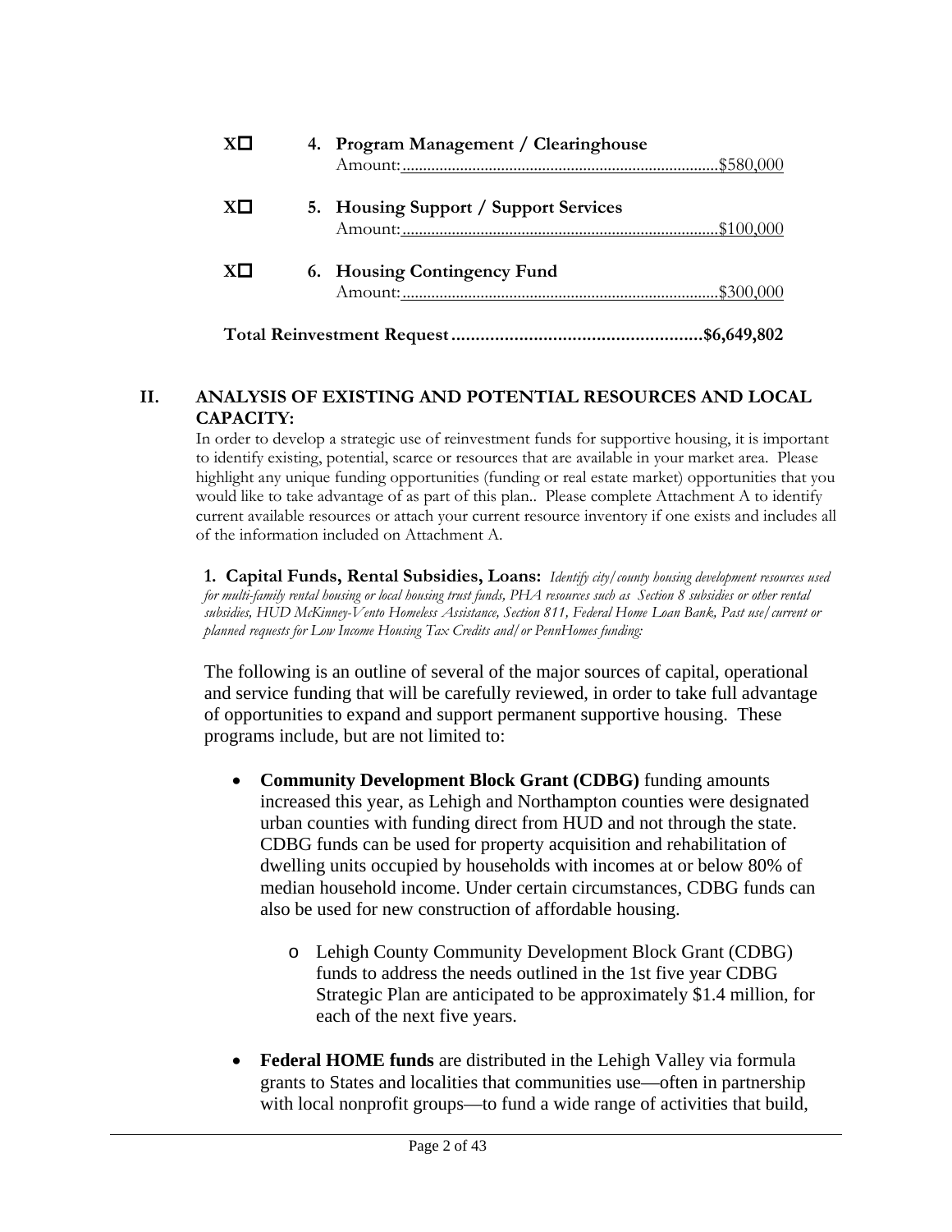X☐ **4. Program Management / Clearinghouse**
Amount:........................................................................$580,000

X☐ **5. Housing Support / Support Services**
Amount:........................................................................$100,000

X☐ **6. Housing Contingency Fund**
Amount:........................................................................$300,000

**Total Reinvestment Request....................................................$6,649,802**

## II. ANALYSIS OF EXISTING AND POTENTIAL RESOURCES AND LOCAL CAPACITY:

In order to develop a strategic use of reinvestment funds for supportive housing, it is important to identify existing, potential, scarce or resources that are available in your market area. Please highlight any unique funding opportunities (funding or real estate market) opportunities that you would like to take advantage of as part of this plan.. Please complete Attachment A to identify current available resources or attach your current resource inventory if one exists and includes all of the information included on Attachment A.

**1. Capital Funds, Rental Subsidies, Loans:** *Identify city/county housing development resources used for multi-family rental housing or local housing trust funds, PHA resources such as Section 8 subsidies or other rental subsidies, HUD McKinney-Vento Homeless Assistance, Section 811, Federal Home Loan Bank, Past use/current or planned requests for Low Income Housing Tax Credits and/or PennHomes funding:*

The following is an outline of several of the major sources of capital, operational and service funding that will be carefully reviewed, in order to take full advantage of opportunities to expand and support permanent supportive housing. These programs include, but are not limited to:

- **Community Development Block Grant (CDBG)** funding amounts increased this year, as Lehigh and Northampton counties were designated urban counties with funding direct from HUD and not through the state. CDBG funds can be used for property acquisition and rehabilitation of dwelling units occupied by households with incomes at or below 80% of median household income. Under certain circumstances, CDBG funds can also be used for new construction of affordable housing.
    - Lehigh County Community Development Block Grant (CDBG) funds to address the needs outlined in the 1st five year CDBG Strategic Plan are anticipated to be approximately $1.4 million, for each of the next five years.
- **Federal HOME funds** are distributed in the Lehigh Valley via formula grants to States and localities that communities use—often in partnership with local nonprofit groups—to fund a wide range of activities that build,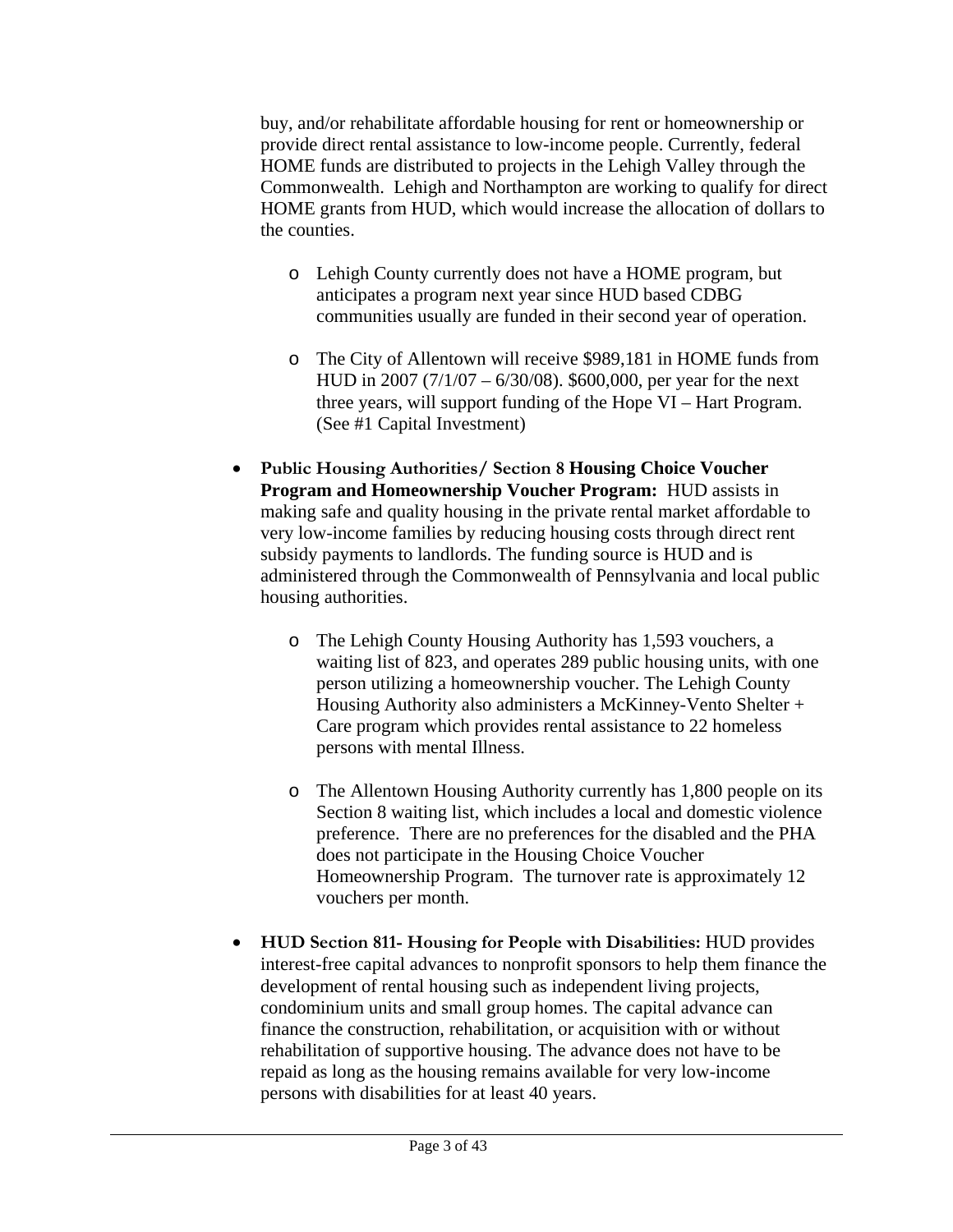buy, and/or rehabilitate affordable housing for rent or homeownership or provide direct rental assistance to low-income people. Currently, federal HOME funds are distributed to projects in the Lehigh Valley through the Commonwealth. Lehigh and Northampton are working to qualify for direct HOME grants from HUD, which would increase the allocation of dollars to the counties.

  - Lehigh County currently does not have a HOME program, but anticipates a program next year since HUD based CDBG communities usually are funded in their second year of operation.

  - The City of Allentown will receive $989,181 in HOME funds from HUD in 2007 (7/1/07 – 6/30/08). $600,000, per year for the next three years, will support funding of the Hope VI – Hart Program. (See #1 Capital Investment)

- **Public Housing Authorities/ Section 8 Housing Choice Voucher Program and Homeownership Voucher Program:** HUD assists in making safe and quality housing in the private rental market affordable to very low-income families by reducing housing costs through direct rent subsidy payments to landlords. The funding source is HUD and is administered through the Commonwealth of Pennsylvania and local public housing authorities.

  - The Lehigh County Housing Authority has 1,593 vouchers, a waiting list of 823, and operates 289 public housing units, with one person utilizing a homeownership voucher. The Lehigh County Housing Authority also administers a McKinney-Vento Shelter + Care program which provides rental assistance to 22 homeless persons with mental Illness.

  - The Allentown Housing Authority currently has 1,800 people on its Section 8 waiting list, which includes a local and domestic violence preference. There are no preferences for the disabled and the PHA does not participate in the Housing Choice Voucher Homeownership Program. The turnover rate is approximately 12 vouchers per month.

- **HUD Section 811- Housing for People with Disabilities:** HUD provides interest-free capital advances to nonprofit sponsors to help them finance the development of rental housing such as independent living projects, condominium units and small group homes. The capital advance can finance the construction, rehabilitation, or acquisition with or without rehabilitation of supportive housing. The advance does not have to be repaid as long as the housing remains available for very low-income persons with disabilities for at least 40 years.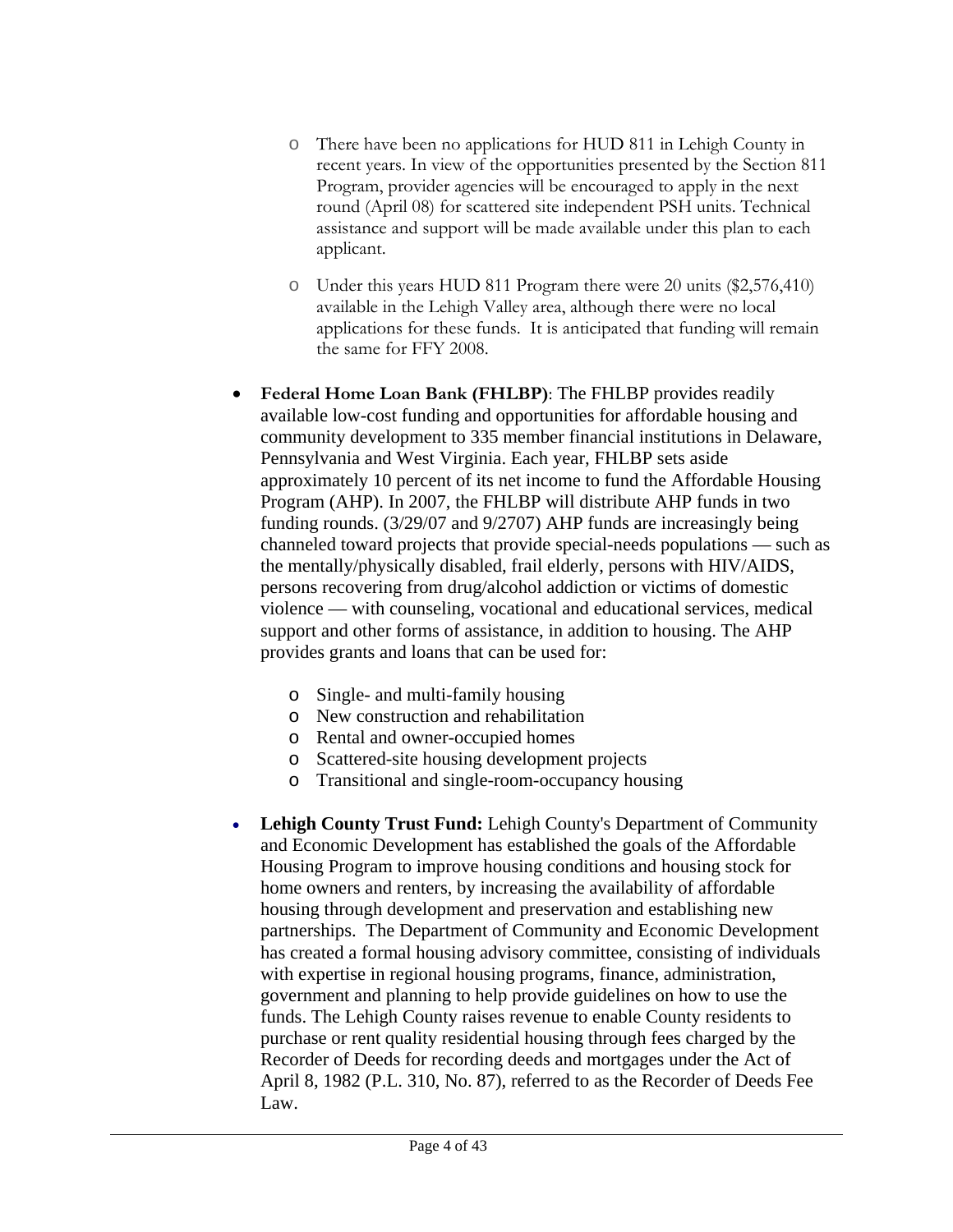- There have been no applications for HUD 811 in Lehigh County in recent years. In view of the opportunities presented by the Section 811 Program, provider agencies will be encouraged to apply in the next round (April 08) for scattered site independent PSH units. Technical assistance and support will be made available under this plan to each applicant.
  - Under this years HUD 811 Program there were 20 units ($2,576,410) available in the Lehigh Valley area, although there were no local applications for these funds. It is anticipated that funding will remain the same for FFY 2008.

- **Federal Home Loan Bank (FHLBP)**: The FHLBP provides readily available low-cost funding and opportunities for affordable housing and community development to 335 member financial institutions in Delaware, Pennsylvania and West Virginia. Each year, FHLBP sets aside approximately 10 percent of its net income to fund the Affordable Housing Program (AHP). In 2007, the FHLBP will distribute AHP funds in two funding rounds. (3/29/07 and 9/2707) AHP funds are increasingly being channeled toward projects that provide special-needs populations — such as the mentally/physically disabled, frail elderly, persons with HIV/AIDS, persons recovering from drug/alcohol addiction or victims of domestic violence — with counseling, vocational and educational services, medical support and other forms of assistance, in addition to housing. The AHP provides grants and loans that can be used for:
  - Single- and multi-family housing
  - New construction and rehabilitation
  - Rental and owner-occupied homes
  - Scattered-site housing development projects
  - Transitional and single-room-occupancy housing

- **Lehigh County Trust Fund:** Lehigh County's Department of Community and Economic Development has established the goals of the Affordable Housing Program to improve housing conditions and housing stock for home owners and renters, by increasing the availability of affordable housing through development and preservation and establishing new partnerships. The Department of Community and Economic Development has created a formal housing advisory committee, consisting of individuals with expertise in regional housing programs, finance, administration, government and planning to help provide guidelines on how to use the funds. The Lehigh County raises revenue to enable County residents to purchase or rent quality residential housing through fees charged by the Recorder of Deeds for recording deeds and mortgages under the Act of April 8, 1982 (P.L. 310, No. 87), referred to as the Recorder of Deeds Fee Law.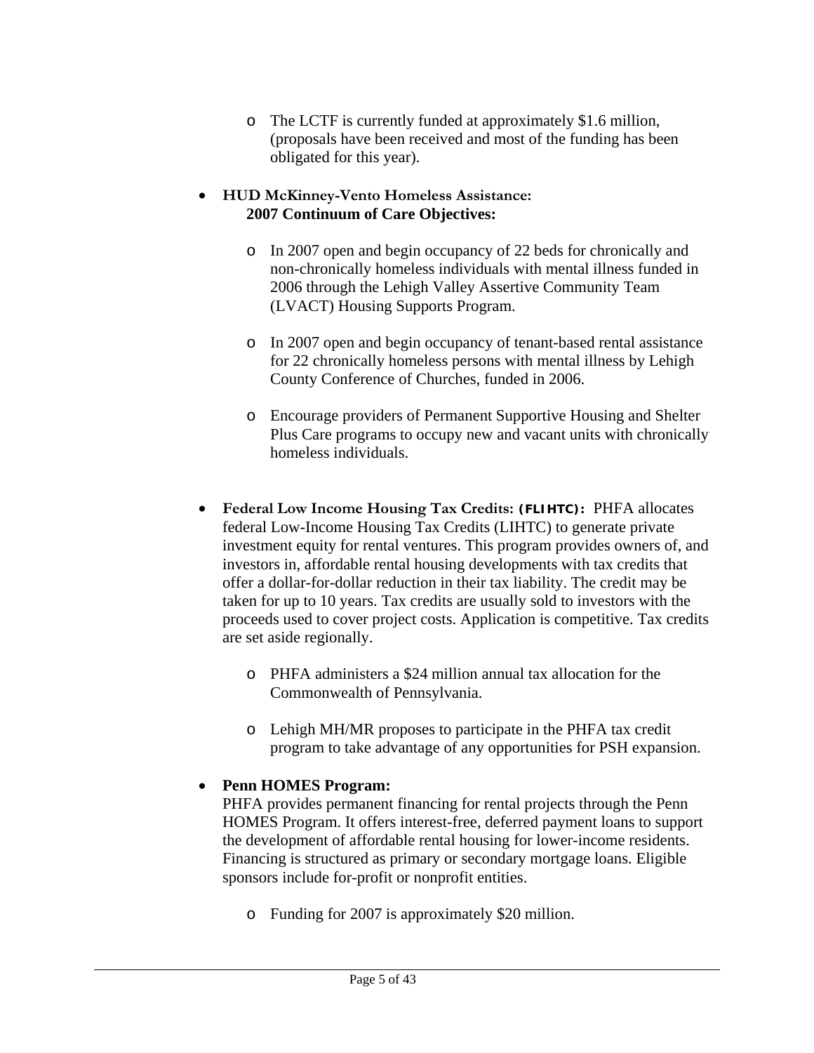- The LCTF is currently funded at approximately $1.6 million, (proposals have been received and most of the funding has been obligated for this year).

- **HUD McKinney-Vento Homeless Assistance:**
  **2007 Continuum of Care Objectives:**

  - In 2007 open and begin occupancy of 22 beds for chronically and non-chronically homeless individuals with mental illness funded in 2006 through the Lehigh Valley Assertive Community Team (LVACT) Housing Supports Program.

  - In 2007 open and begin occupancy of tenant-based rental assistance for 22 chronically homeless persons with mental illness by Lehigh County Conference of Churches, funded in 2006.

  - Encourage providers of Permanent Supportive Housing and Shelter Plus Care programs to occupy new and vacant units with chronically homeless individuals.

- **Federal Low Income Housing Tax Credits: (FLIHTC):** PHFA allocates federal Low-Income Housing Tax Credits (LIHTC) to generate private investment equity for rental ventures. This program provides owners of, and investors in, affordable rental housing developments with tax credits that offer a dollar-for-dollar reduction in their tax liability. The credit may be taken for up to 10 years. Tax credits are usually sold to investors with the proceeds used to cover project costs. Application is competitive. Tax credits are set aside regionally.

  - PHFA administers a $24 million annual tax allocation for the Commonwealth of Pennsylvania.

  - Lehigh MH/MR proposes to participate in the PHFA tax credit program to take advantage of any opportunities for PSH expansion.

- **Penn HOMES Program:**
  PHFA provides permanent financing for rental projects through the Penn HOMES Program. It offers interest-free, deferred payment loans to support the development of affordable rental housing for lower-income residents. Financing is structured as primary or secondary mortgage loans. Eligible sponsors include for-profit or nonprofit entities.

  - Funding for 2007 is approximately $20 million.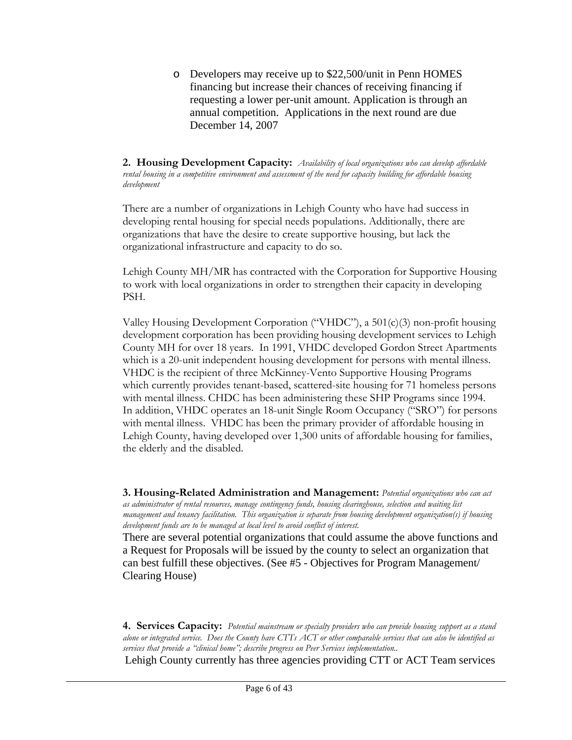- Developers may receive up to $22,500/unit in Penn HOMES financing but increase their chances of receiving financing if requesting a lower per-unit amount. Application is through an annual competition. Applications in the next round are due December 14, 2007

**2. Housing Development Capacity:** *Availability of local organizations who can develop affordable rental housing in a competitive environment and assessment of the need for capacity building for affordable housing development*

There are a number of organizations in Lehigh County who have had success in developing rental housing for special needs populations. Additionally, there are organizations that have the desire to create supportive housing, but lack the organizational infrastructure and capacity to do so.

Lehigh County MH/MR has contracted with the Corporation for Supportive Housing to work with local organizations in order to strengthen their capacity in developing PSH.

Valley Housing Development Corporation ("VHDC"), a 501(c)(3) non-profit housing development corporation has been providing housing development services to Lehigh County MH for over 18 years. In 1991, VHDC developed Gordon Street Apartments which is a 20-unit independent housing development for persons with mental illness. VHDC is the recipient of three McKinney-Vento Supportive Housing Programs which currently provides tenant-based, scattered-site housing for 71 homeless persons with mental illness. CHDC has been administering these SHP Programs since 1994. In addition, VHDC operates an 18-unit Single Room Occupancy ("SRO") for persons with mental illness. VHDC has been the primary provider of affordable housing in Lehigh County, having developed over 1,300 units of affordable housing for families, the elderly and the disabled.

**3. Housing-Related Administration and Management:** *Potential organizations who can act as administrator of rental resources, manage contingency funds, housing clearinghouse, selection and waiting list management and tenancy facilitation. This organization is separate from housing development organization(s) if housing development funds are to be managed at local level to avoid conflict of interest.*

There are several potential organizations that could assume the above functions and a Request for Proposals will be issued by the county to select an organization that can best fulfill these objectives. (See #5 - Objectives for Program Management/ Clearing House)

**4. Services Capacity:** *Potential mainstream or specialty providers who can provide housing support as a stand alone or integrated service. Does the County have CTTs ACT or other comparable services that can also be identified as services that provide a "clinical home"; describe progress on Peer Services implementation..*

Lehigh County currently has three agencies providing CTT or ACT Team services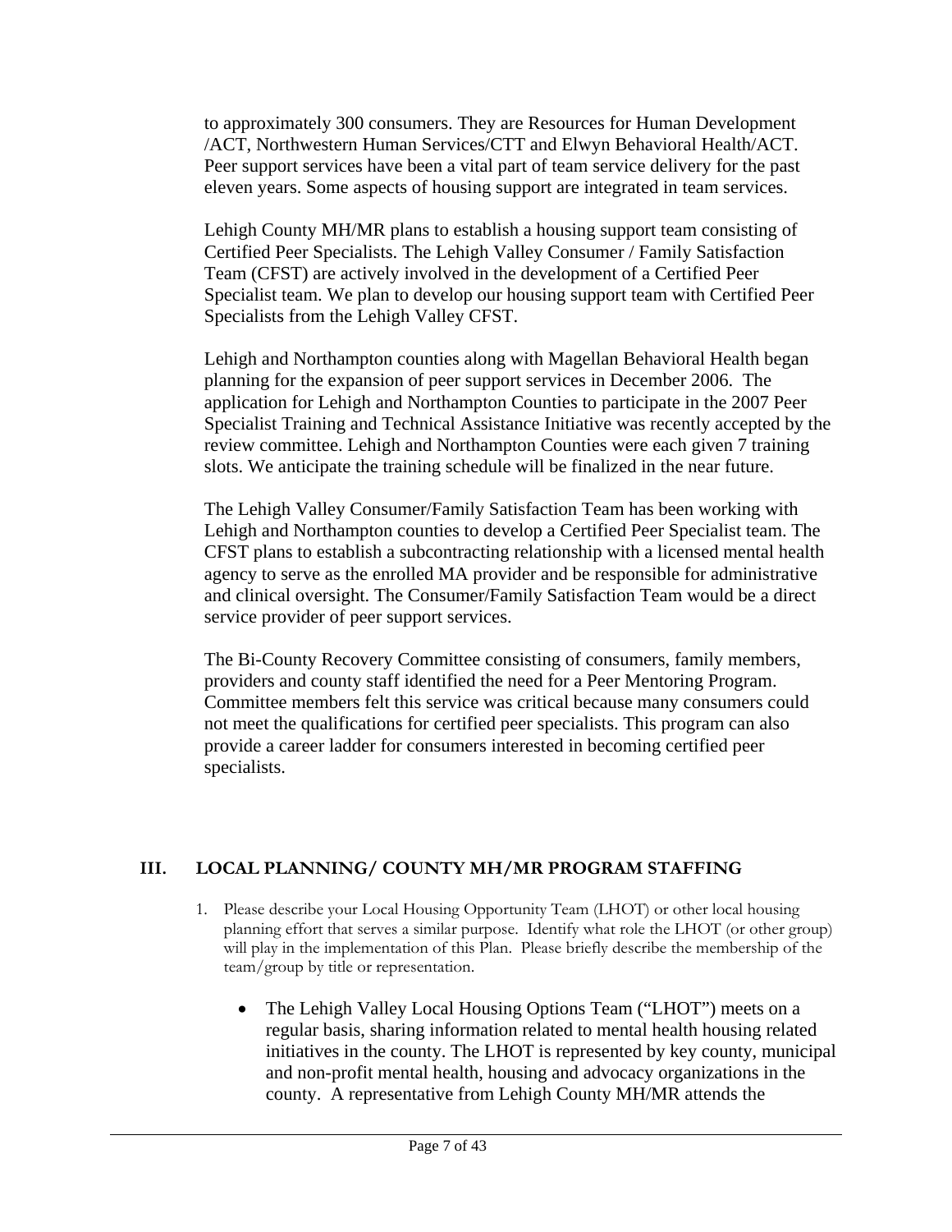to approximately 300 consumers. They are Resources for Human Development /ACT, Northwestern Human Services/CTT and Elwyn Behavioral Health/ACT. Peer support services have been a vital part of team service delivery for the past eleven years. Some aspects of housing support are integrated in team services.

Lehigh County MH/MR plans to establish a housing support team consisting of Certified Peer Specialists. The Lehigh Valley Consumer / Family Satisfaction Team (CFST) are actively involved in the development of a Certified Peer Specialist team. We plan to develop our housing support team with Certified Peer Specialists from the Lehigh Valley CFST.

Lehigh and Northampton counties along with Magellan Behavioral Health began planning for the expansion of peer support services in December 2006. The application for Lehigh and Northampton Counties to participate in the 2007 Peer Specialist Training and Technical Assistance Initiative was recently accepted by the review committee. Lehigh and Northampton Counties were each given 7 training slots. We anticipate the training schedule will be finalized in the near future.

The Lehigh Valley Consumer/Family Satisfaction Team has been working with Lehigh and Northampton counties to develop a Certified Peer Specialist team. The CFST plans to establish a subcontracting relationship with a licensed mental health agency to serve as the enrolled MA provider and be responsible for administrative and clinical oversight. The Consumer/Family Satisfaction Team would be a direct service provider of peer support services.

The Bi-County Recovery Committee consisting of consumers, family members, providers and county staff identified the need for a Peer Mentoring Program. Committee members felt this service was critical because many consumers could not meet the qualifications for certified peer specialists. This program can also provide a career ladder for consumers interested in becoming certified peer specialists.

## III. LOCAL PLANNING/ COUNTY MH/MR PROGRAM STAFFING

1. Please describe your Local Housing Opportunity Team (LHOT) or other local housing planning effort that serves a similar purpose. Identify what role the LHOT (or other group) will play in the implementation of this Plan. Please briefly describe the membership of the team/group by title or representation.

   - The Lehigh Valley Local Housing Options Team ("LHOT") meets on a regular basis, sharing information related to mental health housing related initiatives in the county. The LHOT is represented by key county, municipal and non-profit mental health, housing and advocacy organizations in the county. A representative from Lehigh County MH/MR attends the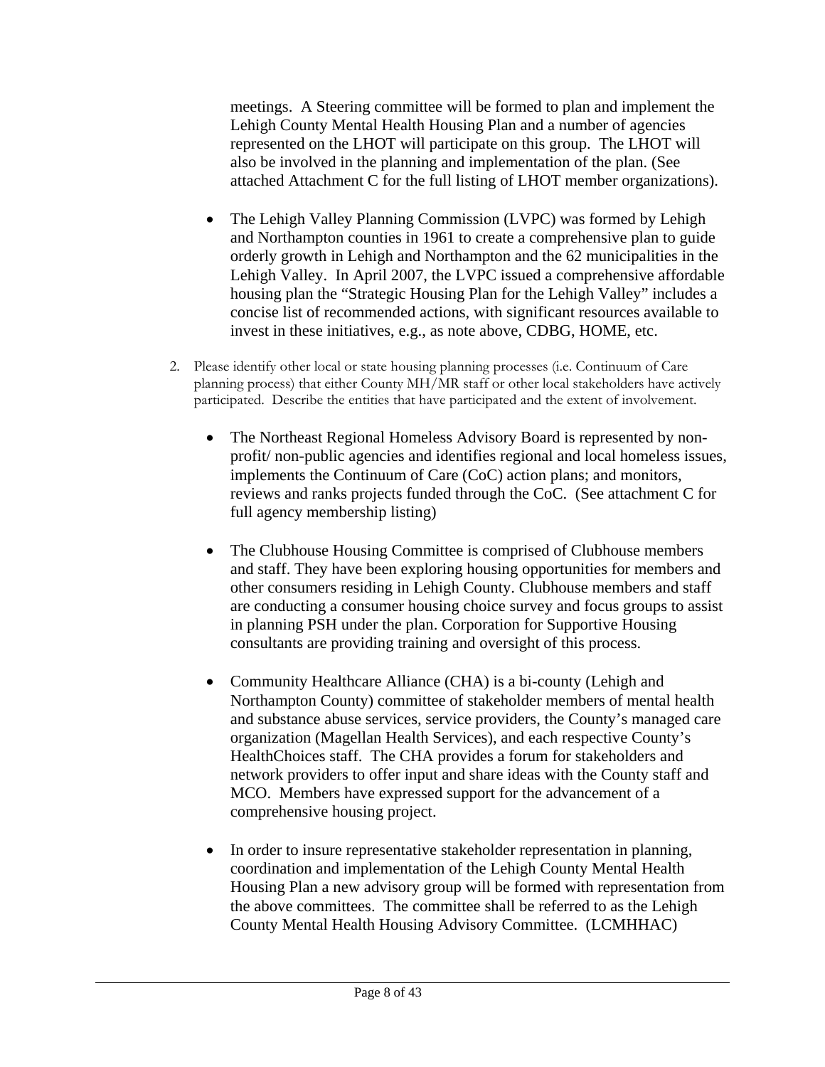meetings. A Steering committee will be formed to plan and implement the Lehigh County Mental Health Housing Plan and a number of agencies represented on the LHOT will participate on this group. The LHOT will also be involved in the planning and implementation of the plan. (See attached Attachment C for the full listing of LHOT member organizations).

- The Lehigh Valley Planning Commission (LVPC) was formed by Lehigh and Northampton counties in 1961 to create a comprehensive plan to guide orderly growth in Lehigh and Northampton and the 62 municipalities in the Lehigh Valley. In April 2007, the LVPC issued a comprehensive affordable housing plan the "Strategic Housing Plan for the Lehigh Valley" includes a concise list of recommended actions, with significant resources available to invest in these initiatives, e.g., as note above, CDBG, HOME, etc.

2. Please identify other local or state housing planning processes (i.e. Continuum of Care planning process) that either County MH/MR staff or other local stakeholders have actively participated. Describe the entities that have participated and the extent of involvement.

   - The Northeast Regional Homeless Advisory Board is represented by non-profit/ non-public agencies and identifies regional and local homeless issues, implements the Continuum of Care (CoC) action plans; and monitors, reviews and ranks projects funded through the CoC. (See attachment C for full agency membership listing)

   - The Clubhouse Housing Committee is comprised of Clubhouse members and staff. They have been exploring housing opportunities for members and other consumers residing in Lehigh County. Clubhouse members and staff are conducting a consumer housing choice survey and focus groups to assist in planning PSH under the plan. Corporation for Supportive Housing consultants are providing training and oversight of this process.

   - Community Healthcare Alliance (CHA) is a bi-county (Lehigh and Northampton County) committee of stakeholder members of mental health and substance abuse services, service providers, the County's managed care organization (Magellan Health Services), and each respective County's HealthChoices staff. The CHA provides a forum for stakeholders and network providers to offer input and share ideas with the County staff and MCO. Members have expressed support for the advancement of a comprehensive housing project.

   - In order to insure representative stakeholder representation in planning, coordination and implementation of the Lehigh County Mental Health Housing Plan a new advisory group will be formed with representation from the above committees. The committee shall be referred to as the Lehigh County Mental Health Housing Advisory Committee. (LCMHHAC)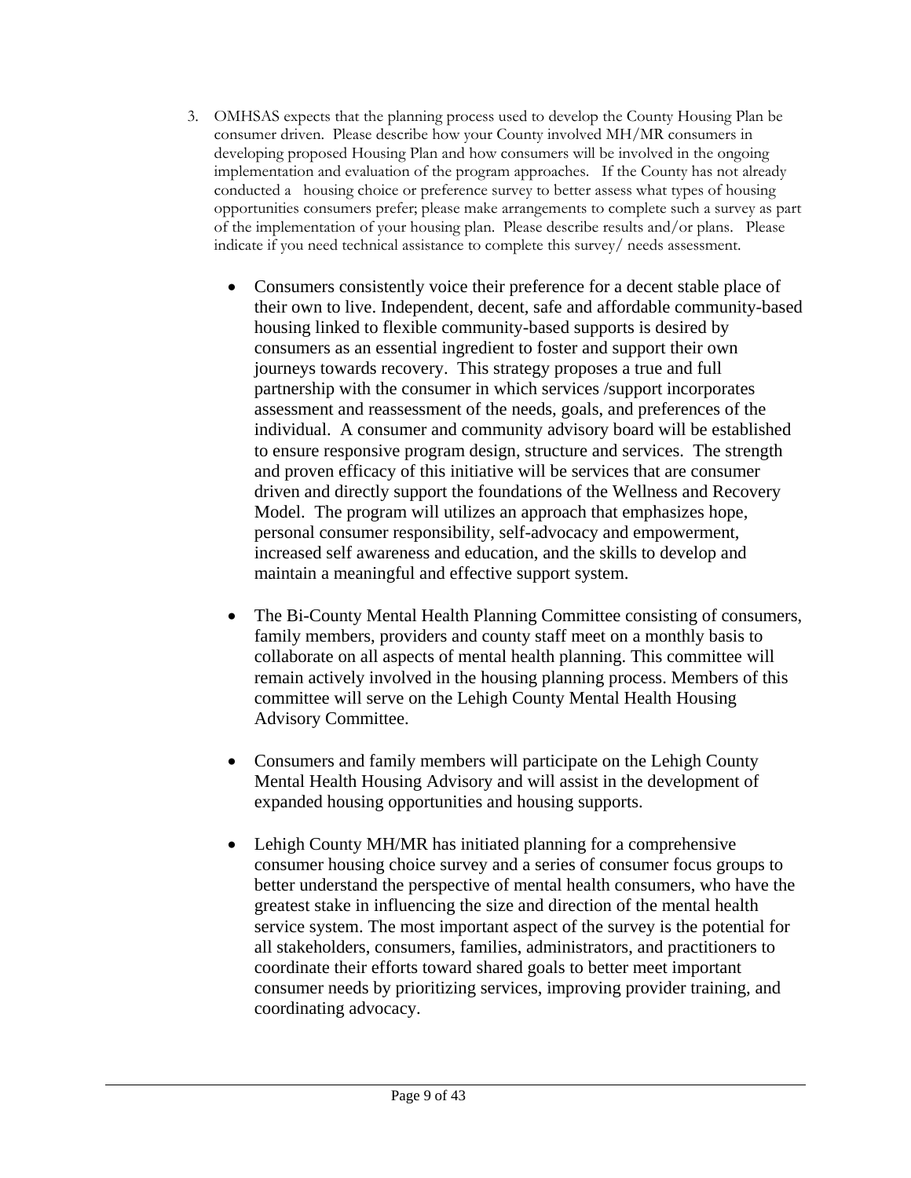3. OMHSAS expects that the planning process used to develop the County Housing Plan be consumer driven. Please describe how your County involved MH/MR consumers in developing proposed Housing Plan and how consumers will be involved in the ongoing implementation and evaluation of the program approaches. If the County has not already conducted a housing choice or preference survey to better assess what types of housing opportunities consumers prefer; please make arrangements to complete such a survey as part of the implementation of your housing plan. Please describe results and/or plans. Please indicate if you need technical assistance to complete this survey/ needs assessment.

    - Consumers consistently voice their preference for a decent stable place of their own to live. Independent, decent, safe and affordable community-based housing linked to flexible community-based supports is desired by consumers as an essential ingredient to foster and support their own journeys towards recovery. This strategy proposes a true and full partnership with the consumer in which services /support incorporates assessment and reassessment of the needs, goals, and preferences of the individual. A consumer and community advisory board will be established to ensure responsive program design, structure and services. The strength and proven efficacy of this initiative will be services that are consumer driven and directly support the foundations of the Wellness and Recovery Model. The program will utilizes an approach that emphasizes hope, personal consumer responsibility, self-advocacy and empowerment, increased self awareness and education, and the skills to develop and maintain a meaningful and effective support system.

    - The Bi-County Mental Health Planning Committee consisting of consumers, family members, providers and county staff meet on a monthly basis to collaborate on all aspects of mental health planning. This committee will remain actively involved in the housing planning process. Members of this committee will serve on the Lehigh County Mental Health Housing Advisory Committee.

    - Consumers and family members will participate on the Lehigh County Mental Health Housing Advisory and will assist in the development of expanded housing opportunities and housing supports.

    - Lehigh County MH/MR has initiated planning for a comprehensive consumer housing choice survey and a series of consumer focus groups to better understand the perspective of mental health consumers, who have the greatest stake in influencing the size and direction of the mental health service system. The most important aspect of the survey is the potential for all stakeholders, consumers, families, administrators, and practitioners to coordinate their efforts toward shared goals to better meet important consumer needs by prioritizing services, improving provider training, and coordinating advocacy.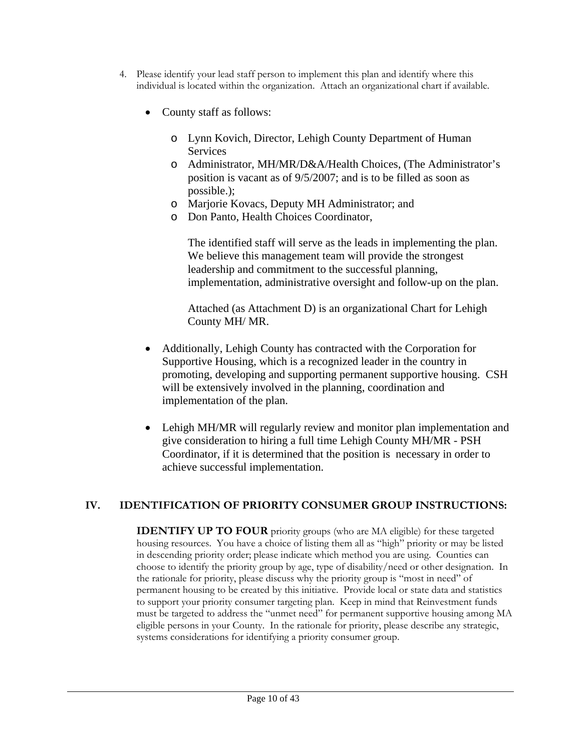4. Please identify your lead staff person to implement this plan and identify where this individual is located within the organization. Attach an organizational chart if available.

   - County staff as follows:
     - Lynn Kovich, Director, Lehigh County Department of Human Services
     - Administrator, MH/MR/D&A/Health Choices, (The Administrator's position is vacant as of 9/5/2007; and is to be filled as soon as possible.);
     - Marjorie Kovacs, Deputy MH Administrator; and
     - Don Panto, Health Choices Coordinator,

     The identified staff will serve as the leads in implementing the plan. We believe this management team will provide the strongest leadership and commitment to the successful planning, implementation, administrative oversight and follow-up on the plan.

     Attached (as Attachment D) is an organizational Chart for Lehigh County MH/ MR.

   - Additionally, Lehigh County has contracted with the Corporation for Supportive Housing, which is a recognized leader in the country in promoting, developing and supporting permanent supportive housing. CSH will be extensively involved in the planning, coordination and implementation of the plan.

   - Lehigh MH/MR will regularly review and monitor plan implementation and give consideration to hiring a full time Lehigh County MH/MR - PSH Coordinator, if it is determined that the position is necessary in order to achieve successful implementation.

## IV. IDENTIFICATION OF PRIORITY CONSUMER GROUP INSTRUCTIONS:

**IDENTIFY UP TO FOUR** priority groups (who are MA eligible) for these targeted housing resources. You have a choice of listing them all as "high" priority or may be listed in descending priority order; please indicate which method you are using. Counties can choose to identify the priority group by age, type of disability/need or other designation. In the rationale for priority, please discuss why the priority group is "most in need" of permanent housing to be created by this initiative. Provide local or state data and statistics to support your priority consumer targeting plan. Keep in mind that Reinvestment funds must be targeted to address the "unmet need" for permanent supportive housing among MA eligible persons in your County. In the rationale for priority, please describe any strategic, systems considerations for identifying a priority consumer group.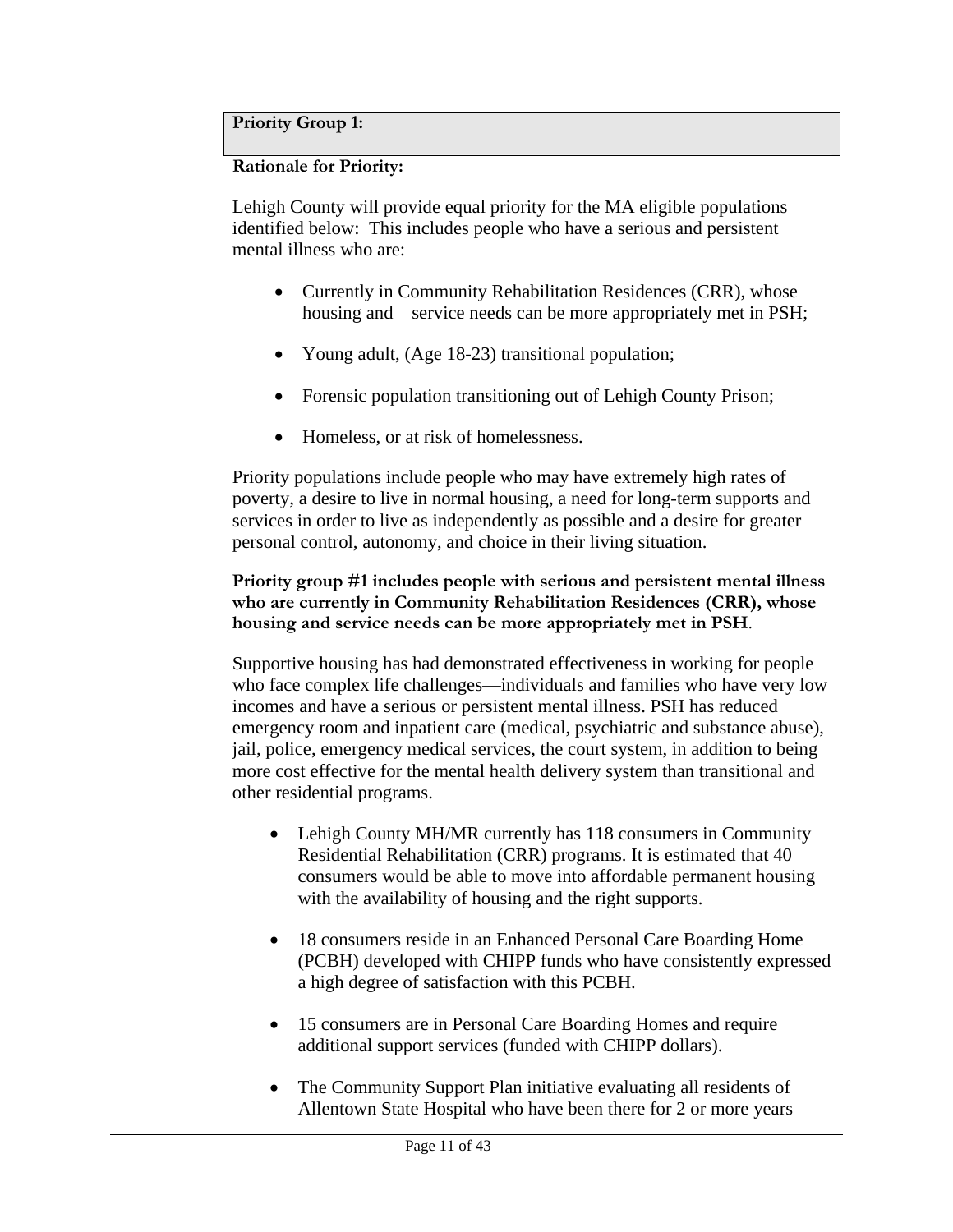**Priority Group 1:**

**Rationale for Priority:**

Lehigh County will provide equal priority for the MA eligible populations identified below: This includes people who have a serious and persistent mental illness who are:

- Currently in Community Rehabilitation Residences (CRR), whose housing and service needs can be more appropriately met in PSH;
- Young adult, (Age 18-23) transitional population;
- Forensic population transitioning out of Lehigh County Prison;
- Homeless, or at risk of homelessness.

Priority populations include people who may have extremely high rates of poverty, a desire to live in normal housing, a need for long-term supports and services in order to live as independently as possible and a desire for greater personal control, autonomy, and choice in their living situation.

**Priority group #1 includes people with serious and persistent mental illness who are currently in Community Rehabilitation Residences (CRR), whose housing and service needs can be more appropriately met in PSH**.

Supportive housing has had demonstrated effectiveness in working for people who face complex life challenges—individuals and families who have very low incomes and have a serious or persistent mental illness. PSH has reduced emergency room and inpatient care (medical, psychiatric and substance abuse), jail, police, emergency medical services, the court system, in addition to being more cost effective for the mental health delivery system than transitional and other residential programs.

- Lehigh County MH/MR currently has 118 consumers in Community Residential Rehabilitation (CRR) programs. It is estimated that 40 consumers would be able to move into affordable permanent housing with the availability of housing and the right supports.
- 18 consumers reside in an Enhanced Personal Care Boarding Home (PCBH) developed with CHIPP funds who have consistently expressed a high degree of satisfaction with this PCBH.
- 15 consumers are in Personal Care Boarding Homes and require additional support services (funded with CHIPP dollars).
- The Community Support Plan initiative evaluating all residents of Allentown State Hospital who have been there for 2 or more years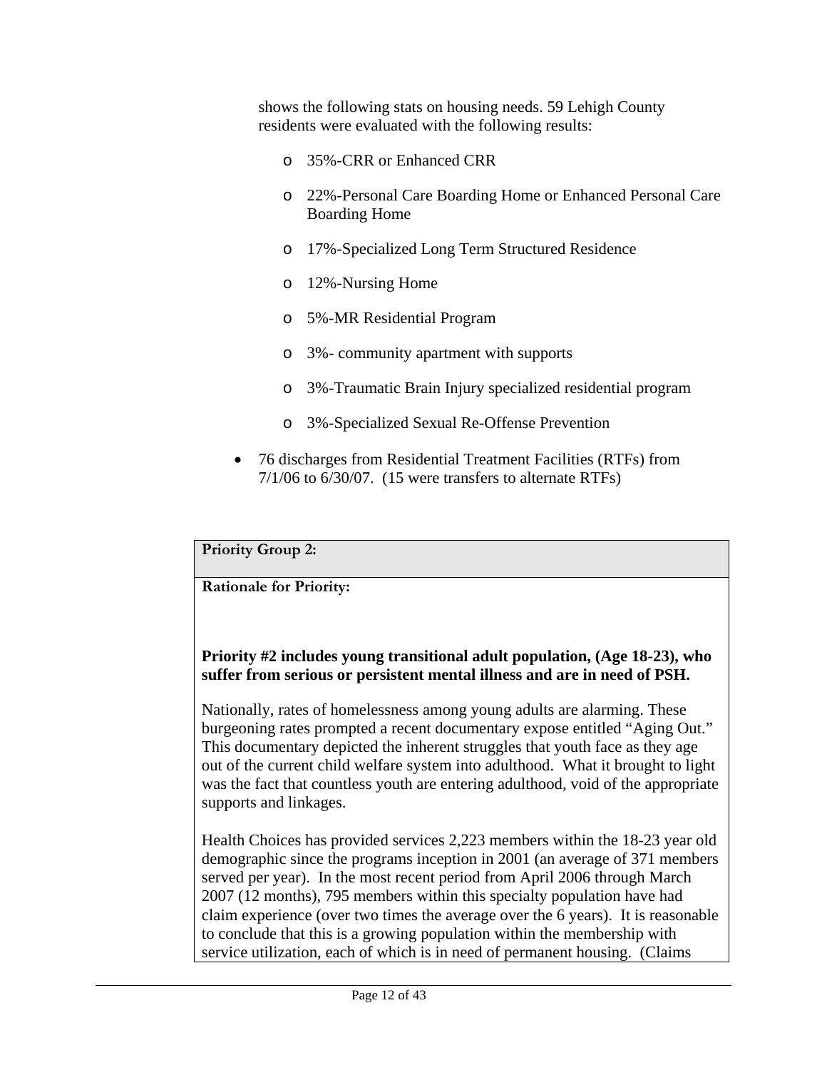shows the following stats on housing needs. 59 Lehigh County residents were evaluated with the following results:

  - 35%-CRR or Enhanced CRR
  - 22%-Personal Care Boarding Home or Enhanced Personal Care Boarding Home
  - 17%-Specialized Long Term Structured Residence
  - 12%-Nursing Home
  - 5%-MR Residential Program
  - 3%- community apartment with supports
  - 3%-Traumatic Brain Injury specialized residential program
  - 3%-Specialized Sexual Re-Offense Prevention

- 76 discharges from Residential Treatment Facilities (RTFs) from 7/1/06 to 6/30/07. (15 were transfers to alternate RTFs)

**Priority Group 2:**

**Rationale for Priority:**

**Priority #2 includes young transitional adult population, (Age 18-23), who suffer from serious or persistent mental illness and are in need of PSH.**

Nationally, rates of homelessness among young adults are alarming. These burgeoning rates prompted a recent documentary expose entitled "Aging Out." This documentary depicted the inherent struggles that youth face as they age out of the current child welfare system into adulthood. What it brought to light was the fact that countless youth are entering adulthood, void of the appropriate supports and linkages.

Health Choices has provided services 2,223 members within the 18-23 year old demographic since the programs inception in 2001 (an average of 371 members served per year). In the most recent period from April 2006 through March 2007 (12 months), 795 members within this specialty population have had claim experience (over two times the average over the 6 years). It is reasonable to conclude that this is a growing population within the membership with service utilization, each of which is in need of permanent housing. (Claims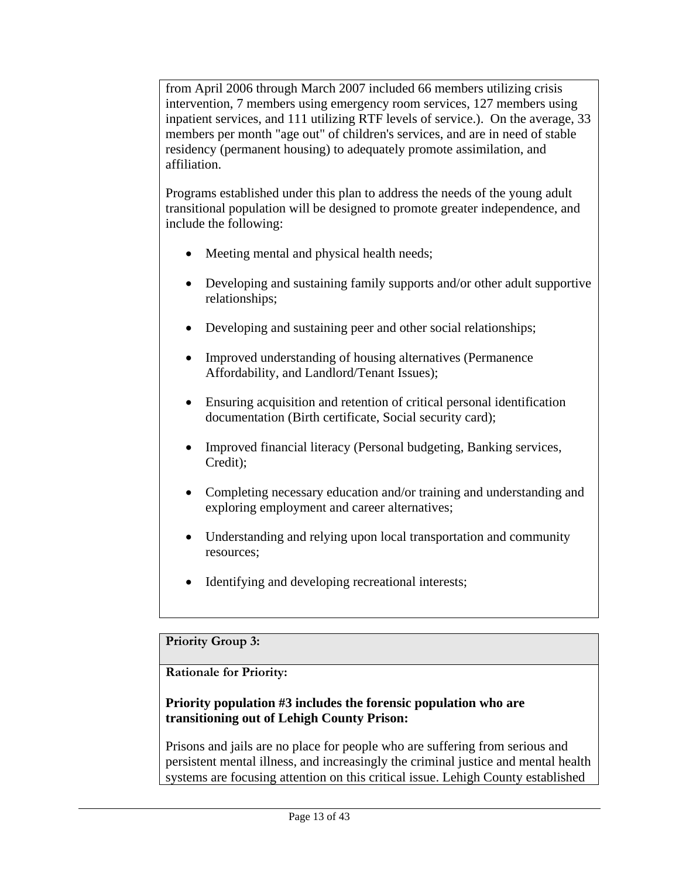from April 2006 through March 2007 included 66 members utilizing crisis intervention, 7 members using emergency room services, 127 members using inpatient services, and 111 utilizing RTF levels of service.). On the average, 33 members per month "age out" of children's services, and are in need of stable residency (permanent housing) to adequately promote assimilation, and affiliation.

Programs established under this plan to address the needs of the young adult transitional population will be designed to promote greater independence, and include the following:

- Meeting mental and physical health needs;
- Developing and sustaining family supports and/or other adult supportive relationships;
- Developing and sustaining peer and other social relationships;
- Improved understanding of housing alternatives (Permanence Affordability, and Landlord/Tenant Issues);
- Ensuring acquisition and retention of critical personal identification documentation (Birth certificate, Social security card);
- Improved financial literacy (Personal budgeting, Banking services, Credit);
- Completing necessary education and/or training and understanding and exploring employment and career alternatives;
- Understanding and relying upon local transportation and community resources;
- Identifying and developing recreational interests;

**Priority Group 3:**

**Rationale for Priority:**

**Priority population #3 includes the forensic population who are transitioning out of Lehigh County Prison:**

Prisons and jails are no place for people who are suffering from serious and persistent mental illness, and increasingly the criminal justice and mental health systems are focusing attention on this critical issue. Lehigh County established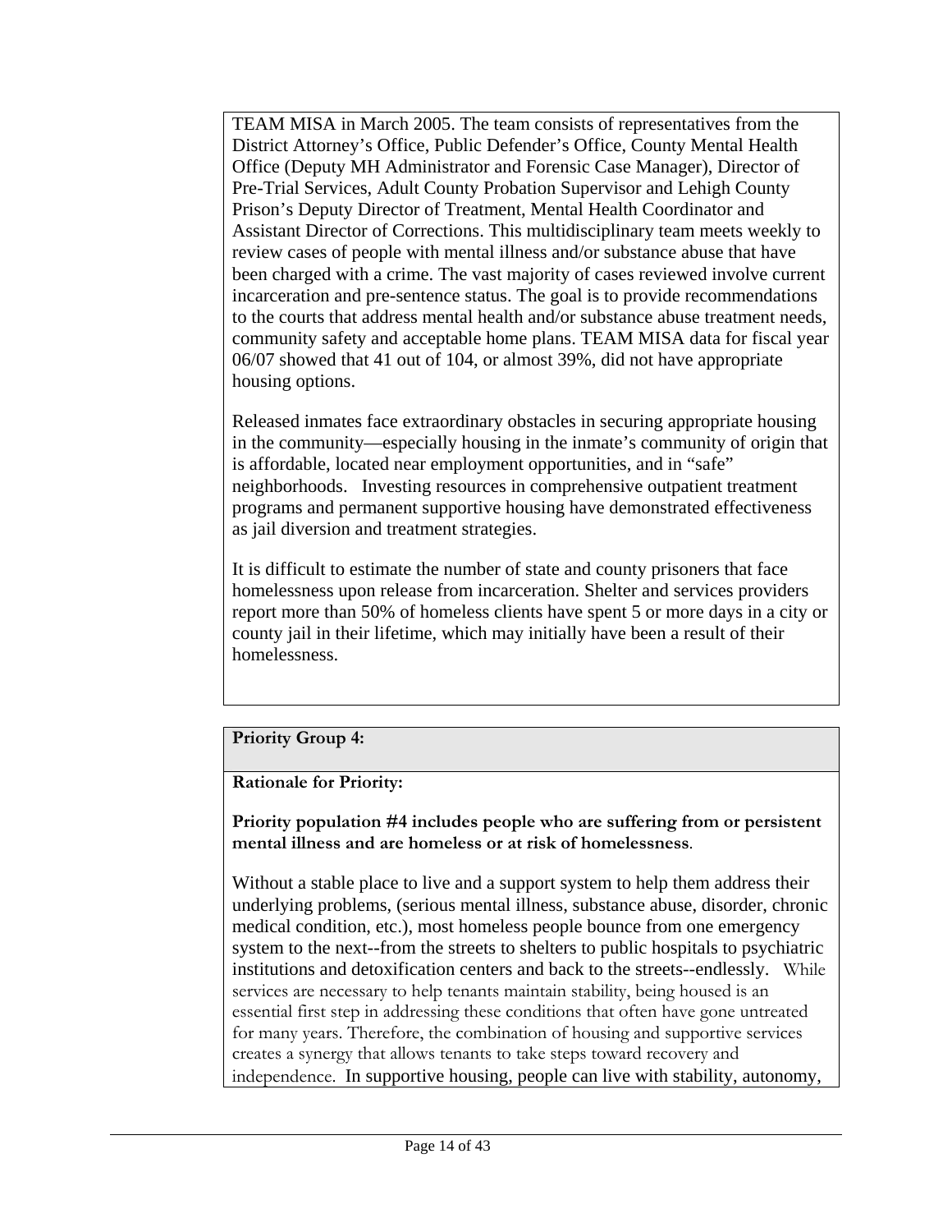TEAM MISA in March 2005. The team consists of representatives from the District Attorney's Office, Public Defender's Office, County Mental Health Office (Deputy MH Administrator and Forensic Case Manager), Director of Pre-Trial Services, Adult County Probation Supervisor and Lehigh County Prison's Deputy Director of Treatment, Mental Health Coordinator and Assistant Director of Corrections. This multidisciplinary team meets weekly to review cases of people with mental illness and/or substance abuse that have been charged with a crime. The vast majority of cases reviewed involve current incarceration and pre-sentence status. The goal is to provide recommendations to the courts that address mental health and/or substance abuse treatment needs, community safety and acceptable home plans. TEAM MISA data for fiscal year 06/07 showed that 41 out of 104, or almost 39%, did not have appropriate housing options.

Released inmates face extraordinary obstacles in securing appropriate housing in the community—especially housing in the inmate's community of origin that is affordable, located near employment opportunities, and in "safe" neighborhoods. Investing resources in comprehensive outpatient treatment programs and permanent supportive housing have demonstrated effectiveness as jail diversion and treatment strategies.

It is difficult to estimate the number of state and county prisoners that face homelessness upon release from incarceration. Shelter and services providers report more than 50% of homeless clients have spent 5 or more days in a city or county jail in their lifetime, which may initially have been a result of their homelessness.

**Priority Group 4:**

**Rationale for Priority:**

**Priority population #4 includes people who are suffering from or persistent mental illness and are homeless or at risk of homelessness**.

Without a stable place to live and a support system to help them address their underlying problems, (serious mental illness, substance abuse, disorder, chronic medical condition, etc.), most homeless people bounce from one emergency system to the next--from the streets to shelters to public hospitals to psychiatric institutions and detoxification centers and back to the streets--endlessly. While services are necessary to help tenants maintain stability, being housed is an essential first step in addressing these conditions that often have gone untreated for many years. Therefore, the combination of housing and supportive services creates a synergy that allows tenants to take steps toward recovery and independence. In supportive housing, people can live with stability, autonomy,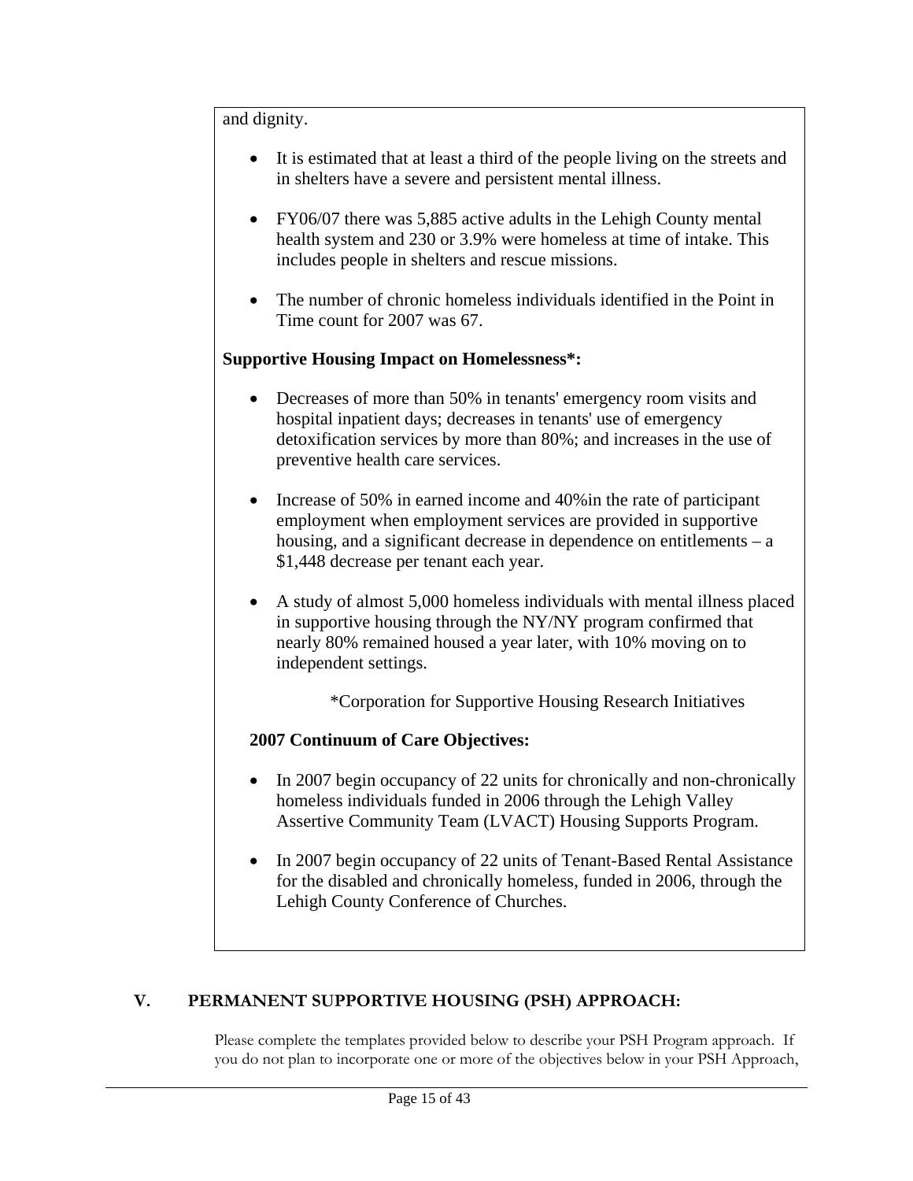and dignity.

- It is estimated that at least a third of the people living on the streets and in shelters have a severe and persistent mental illness.
- FY06/07 there was 5,885 active adults in the Lehigh County mental health system and 230 or 3.9% were homeless at time of intake. This includes people in shelters and rescue missions.
- The number of chronic homeless individuals identified in the Point in Time count for 2007 was 67.

**Supportive Housing Impact on Homelessness*:**

- Decreases of more than 50% in tenants' emergency room visits and hospital inpatient days; decreases in tenants' use of emergency detoxification services by more than 80%; and increases in the use of preventive health care services.
- Increase of 50% in earned income and 40%in the rate of participant employment when employment services are provided in supportive housing, and a significant decrease in dependence on entitlements – a $1,448 decrease per tenant each year.
- A study of almost 5,000 homeless individuals with mental illness placed in supportive housing through the NY/NY program confirmed that nearly 80% remained housed a year later, with 10% moving on to independent settings.

*Corporation for Supportive Housing Research Initiatives

**2007 Continuum of Care Objectives:**

- In 2007 begin occupancy of 22 units for chronically and non-chronically homeless individuals funded in 2006 through the Lehigh Valley Assertive Community Team (LVACT) Housing Supports Program.
- In 2007 begin occupancy of 22 units of Tenant-Based Rental Assistance for the disabled and chronically homeless, funded in 2006, through the Lehigh County Conference of Churches.

## V. PERMANENT SUPPORTIVE HOUSING (PSH) APPROACH:

Please complete the templates provided below to describe your PSH Program approach. If you do not plan to incorporate one or more of the objectives below in your PSH Approach,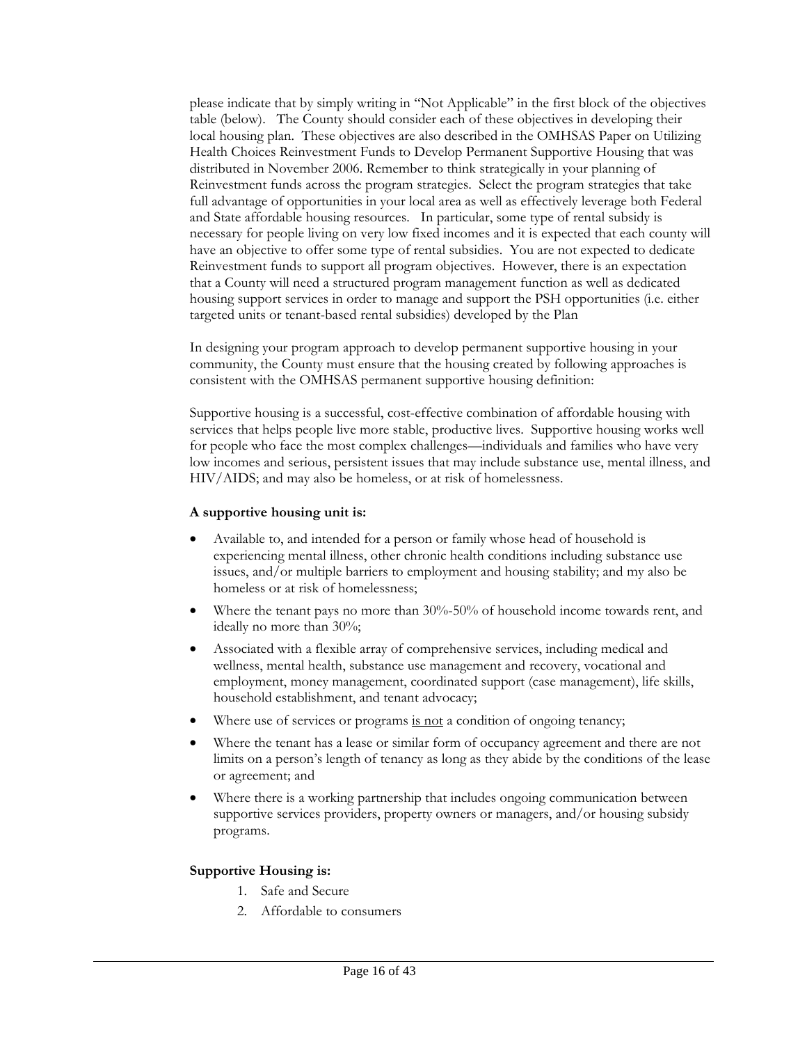please indicate that by simply writing in "Not Applicable" in the first block of the objectives table (below). The County should consider each of these objectives in developing their local housing plan. These objectives are also described in the OMHSAS Paper on Utilizing Health Choices Reinvestment Funds to Develop Permanent Supportive Housing that was distributed in November 2006. Remember to think strategically in your planning of Reinvestment funds across the program strategies. Select the program strategies that take full advantage of opportunities in your local area as well as effectively leverage both Federal and State affordable housing resources. In particular, some type of rental subsidy is necessary for people living on very low fixed incomes and it is expected that each county will have an objective to offer some type of rental subsidies. You are not expected to dedicate Reinvestment funds to support all program objectives. However, there is an expectation that a County will need a structured program management function as well as dedicated housing support services in order to manage and support the PSH opportunities (i.e. either targeted units or tenant-based rental subsidies) developed by the Plan

In designing your program approach to develop permanent supportive housing in your community, the County must ensure that the housing created by following approaches is consistent with the OMHSAS permanent supportive housing definition:

Supportive housing is a successful, cost-effective combination of affordable housing with services that helps people live more stable, productive lives. Supportive housing works well for people who face the most complex challenges—individuals and families who have very low incomes and serious, persistent issues that may include substance use, mental illness, and HIV/AIDS; and may also be homeless, or at risk of homelessness.

**A supportive housing unit is:**

- Available to, and intended for a person or family whose head of household is experiencing mental illness, other chronic health conditions including substance use issues, and/or multiple barriers to employment and housing stability; and my also be homeless or at risk of homelessness;
- Where the tenant pays no more than 30%-50% of household income towards rent, and ideally no more than 30%;
- Associated with a flexible array of comprehensive services, including medical and wellness, mental health, substance use management and recovery, vocational and employment, money management, coordinated support (case management), life skills, household establishment, and tenant advocacy;
- Where use of services or programs <u>is not</u> a condition of ongoing tenancy;
- Where the tenant has a lease or similar form of occupancy agreement and there are not limits on a person's length of tenancy as long as they abide by the conditions of the lease or agreement; and
- Where there is a working partnership that includes ongoing communication between supportive services providers, property owners or managers, and/or housing subsidy programs.

**Supportive Housing is:**

1. Safe and Secure
2. Affordable to consumers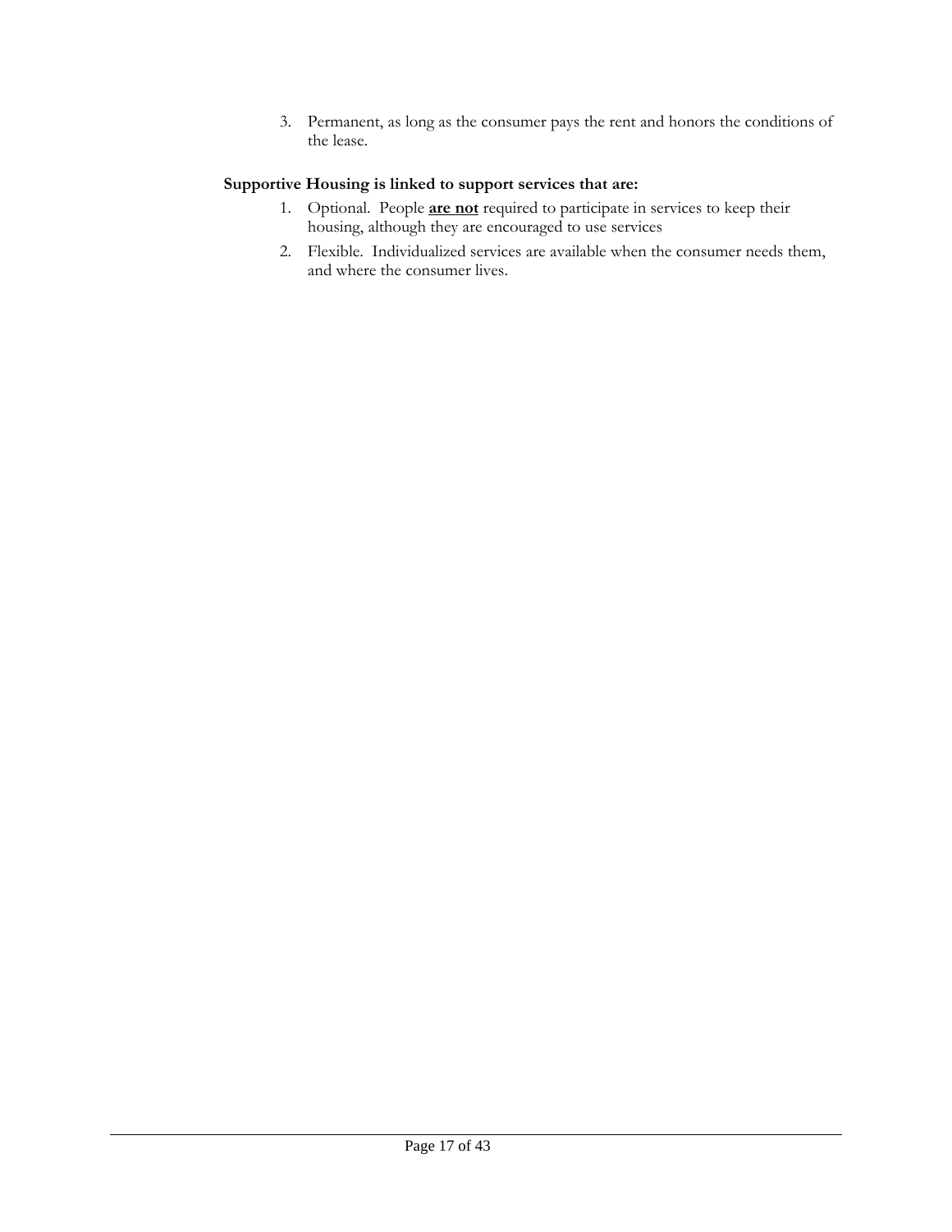3. Permanent, as long as the consumer pays the rent and honors the conditions of the lease.

**Supportive Housing is linked to support services that are:**

1. Optional. People **<u>are not</u>** required to participate in services to keep their housing, although they are encouraged to use services
2. Flexible. Individualized services are available when the consumer needs them, and where the consumer lives.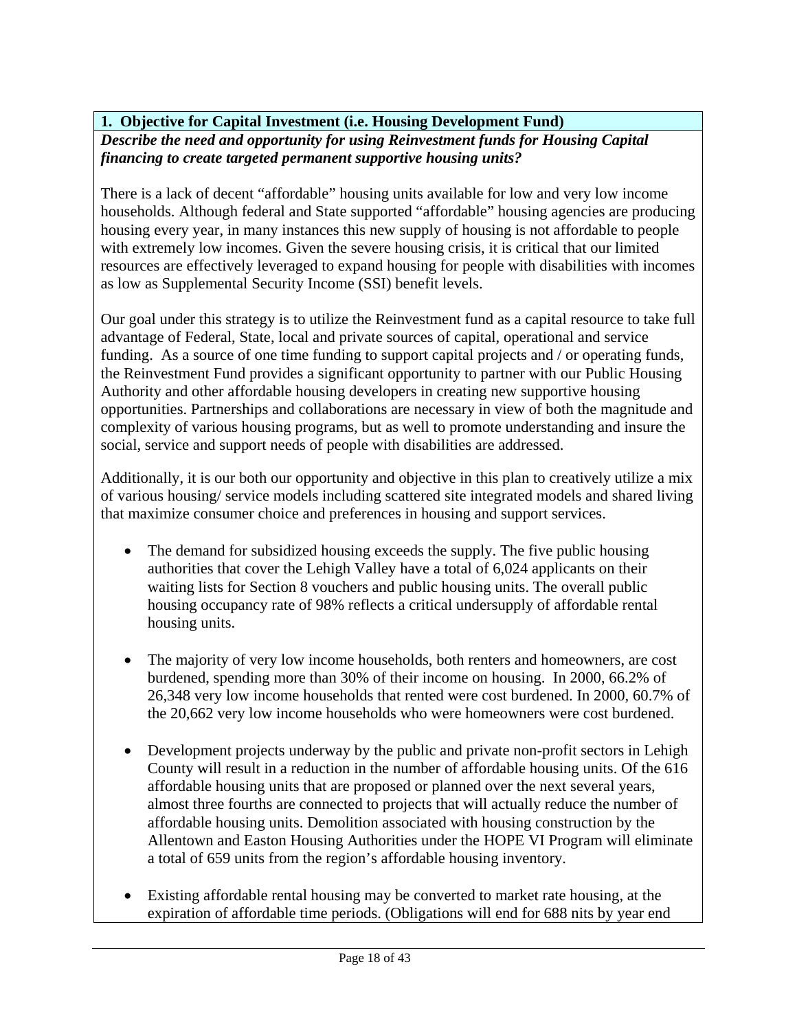**1. Objective for Capital Investment (i.e. Housing Development Fund)**

***Describe the need and opportunity for using Reinvestment funds for Housing Capital financing to create targeted permanent supportive housing units?***

There is a lack of decent "affordable" housing units available for low and very low income households. Although federal and State supported "affordable" housing agencies are producing housing every year, in many instances this new supply of housing is not affordable to people with extremely low incomes. Given the severe housing crisis, it is critical that our limited resources are effectively leveraged to expand housing for people with disabilities with incomes as low as Supplemental Security Income (SSI) benefit levels.

Our goal under this strategy is to utilize the Reinvestment fund as a capital resource to take full advantage of Federal, State, local and private sources of capital, operational and service funding. As a source of one time funding to support capital projects and / or operating funds, the Reinvestment Fund provides a significant opportunity to partner with our Public Housing Authority and other affordable housing developers in creating new supportive housing opportunities. Partnerships and collaborations are necessary in view of both the magnitude and complexity of various housing programs, but as well to promote understanding and insure the social, service and support needs of people with disabilities are addressed.

Additionally, it is our both our opportunity and objective in this plan to creatively utilize a mix of various housing/ service models including scattered site integrated models and shared living that maximize consumer choice and preferences in housing and support services.

- The demand for subsidized housing exceeds the supply. The five public housing authorities that cover the Lehigh Valley have a total of 6,024 applicants on their waiting lists for Section 8 vouchers and public housing units. The overall public housing occupancy rate of 98% reflects a critical undersupply of affordable rental housing units.

- The majority of very low income households, both renters and homeowners, are cost burdened, spending more than 30% of their income on housing. In 2000, 66.2% of 26,348 very low income households that rented were cost burdened. In 2000, 60.7% of the 20,662 very low income households who were homeowners were cost burdened.

- Development projects underway by the public and private non-profit sectors in Lehigh County will result in a reduction in the number of affordable housing units. Of the 616 affordable housing units that are proposed or planned over the next several years, almost three fourths are connected to projects that will actually reduce the number of affordable housing units. Demolition associated with housing construction by the Allentown and Easton Housing Authorities under the HOPE VI Program will eliminate a total of 659 units from the region's affordable housing inventory.

- Existing affordable rental housing may be converted to market rate housing, at the expiration of affordable time periods. (Obligations will end for 688 nits by year end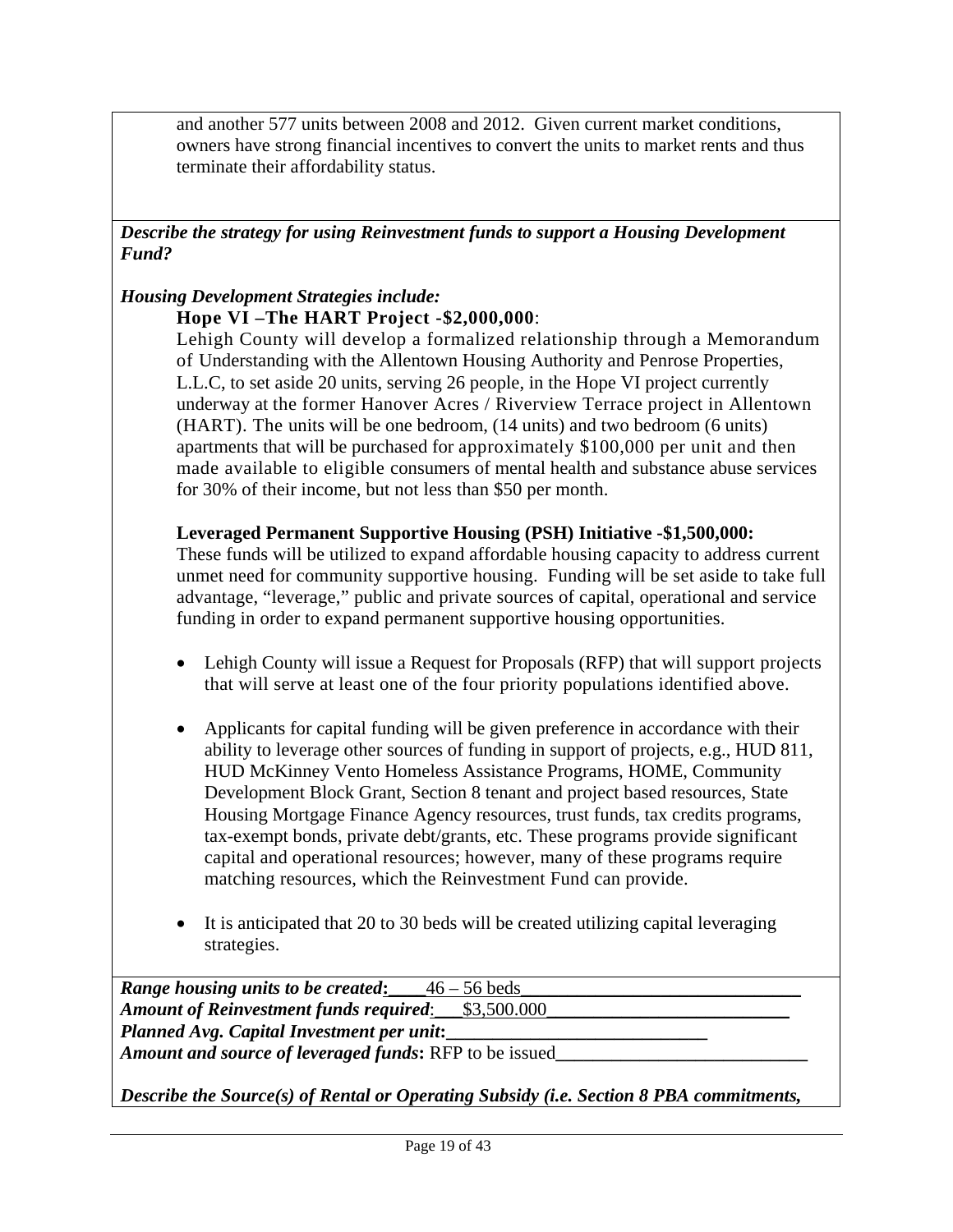and another 577 units between 2008 and 2012. Given current market conditions, owners have strong financial incentives to convert the units to market rents and thus terminate their affordability status.

***Describe the strategy for using Reinvestment funds to support a Housing Development Fund?***

***Housing Development Strategies include:***

**Hope VI –The HART Project -$2,000,000**:

Lehigh County will develop a formalized relationship through a Memorandum of Understanding with the Allentown Housing Authority and Penrose Properties, L.L.C, to set aside 20 units, serving 26 people, in the Hope VI project currently underway at the former Hanover Acres / Riverview Terrace project in Allentown (HART). The units will be one bedroom, (14 units) and two bedroom (6 units) apartments that will be purchased for approximately $100,000 per unit and then made available to eligible consumers of mental health and substance abuse services for 30% of their income, but not less than $50 per month.

**Leveraged Permanent Supportive Housing (PSH) Initiative -$1,500,000:**

These funds will be utilized to expand affordable housing capacity to address current unmet need for community supportive housing. Funding will be set aside to take full advantage, "leverage," public and private sources of capital, operational and service funding in order to expand permanent supportive housing opportunities.

- Lehigh County will issue a Request for Proposals (RFP) that will support projects that will serve at least one of the four priority populations identified above.
- Applicants for capital funding will be given preference in accordance with their ability to leverage other sources of funding in support of projects, e.g., HUD 811, HUD McKinney Vento Homeless Assistance Programs, HOME, Community Development Block Grant, Section 8 tenant and project based resources, State Housing Mortgage Finance Agency resources, trust funds, tax credits programs, tax-exempt bonds, private debt/grants, etc. These programs provide significant capital and operational resources; however, many of these programs require matching resources, which the Reinvestment Fund can provide.
- It is anticipated that 20 to 30 beds will be created utilizing capital leveraging strategies.

***Range housing units to be created*****:** 46 – 56 beds

***Amount of Reinvestment funds required***: $3,500.000

***Planned Avg. Capital Investment per unit*****:** ____________________________

***Amount and source of leveraged funds*****:** RFP to be issued

***Describe the Source(s) of Rental or Operating Subsidy (i.e. Section 8 PBA commitments,***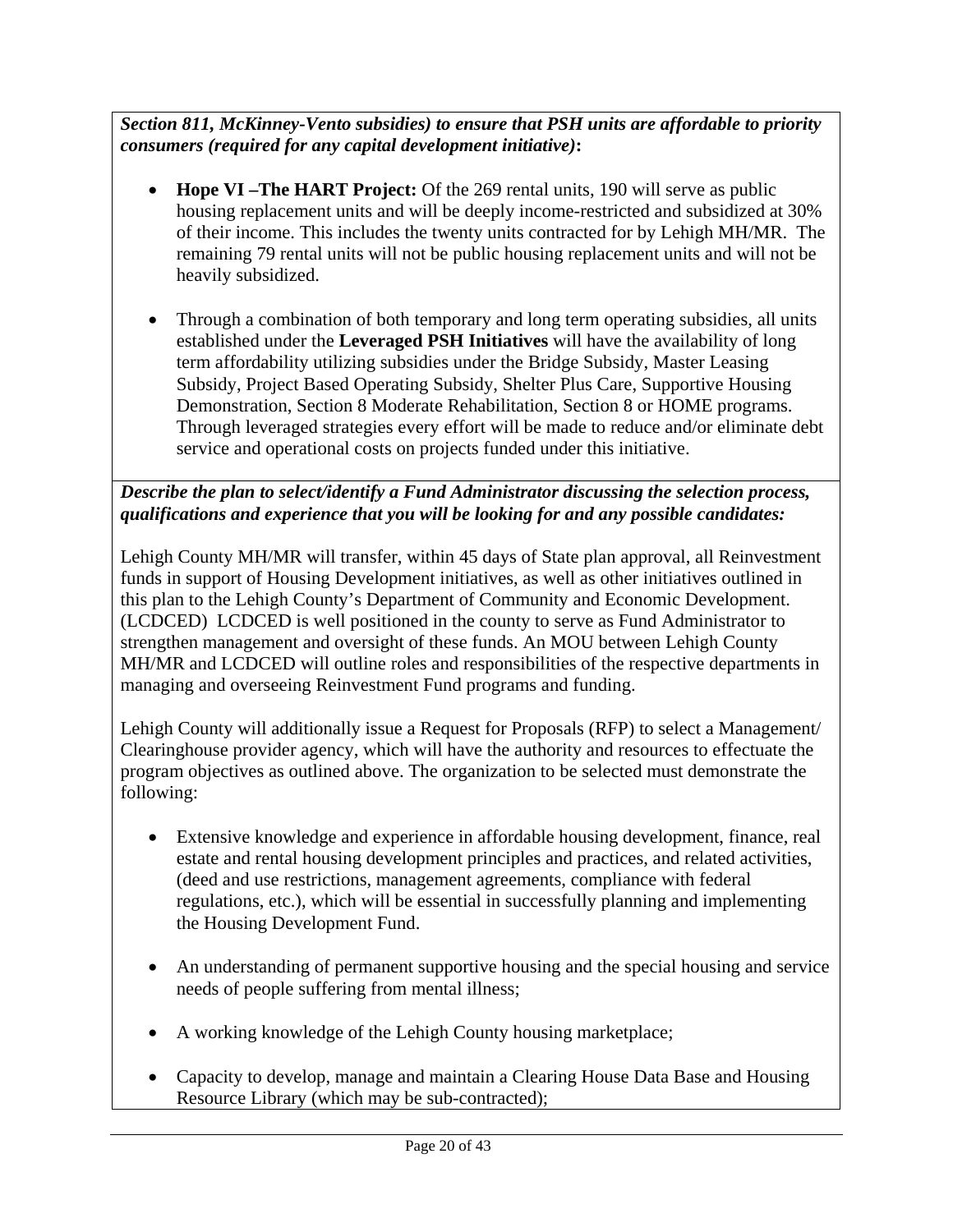***Section 811, McKinney-Vento subsidies) to ensure that PSH units are affordable to priority consumers (required for any capital development initiative)*:**

- **Hope VI –The HART Project:** Of the 269 rental units, 190 will serve as public housing replacement units and will be deeply income-restricted and subsidized at 30% of their income. This includes the twenty units contracted for by Lehigh MH/MR. The remaining 79 rental units will not be public housing replacement units and will not be heavily subsidized.

- Through a combination of both temporary and long term operating subsidies, all units established under the **Leveraged PSH Initiatives** will have the availability of long term affordability utilizing subsidies under the Bridge Subsidy, Master Leasing Subsidy, Project Based Operating Subsidy, Shelter Plus Care, Supportive Housing Demonstration, Section 8 Moderate Rehabilitation, Section 8 or HOME programs. Through leveraged strategies every effort will be made to reduce and/or eliminate debt service and operational costs on projects funded under this initiative.

***Describe the plan to select/identify a Fund Administrator discussing the selection process, qualifications and experience that you will be looking for and any possible candidates:***

Lehigh County MH/MR will transfer, within 45 days of State plan approval, all Reinvestment funds in support of Housing Development initiatives, as well as other initiatives outlined in this plan to the Lehigh County's Department of Community and Economic Development. (LCDCED) LCDCED is well positioned in the county to serve as Fund Administrator to strengthen management and oversight of these funds. An MOU between Lehigh County MH/MR and LCDCED will outline roles and responsibilities of the respective departments in managing and overseeing Reinvestment Fund programs and funding.

Lehigh County will additionally issue a Request for Proposals (RFP) to select a Management/ Clearinghouse provider agency, which will have the authority and resources to effectuate the program objectives as outlined above. The organization to be selected must demonstrate the following:

- Extensive knowledge and experience in affordable housing development, finance, real estate and rental housing development principles and practices, and related activities, (deed and use restrictions, management agreements, compliance with federal regulations, etc.), which will be essential in successfully planning and implementing the Housing Development Fund.

- An understanding of permanent supportive housing and the special housing and service needs of people suffering from mental illness;

- A working knowledge of the Lehigh County housing marketplace;

- Capacity to develop, manage and maintain a Clearing House Data Base and Housing Resource Library (which may be sub-contracted);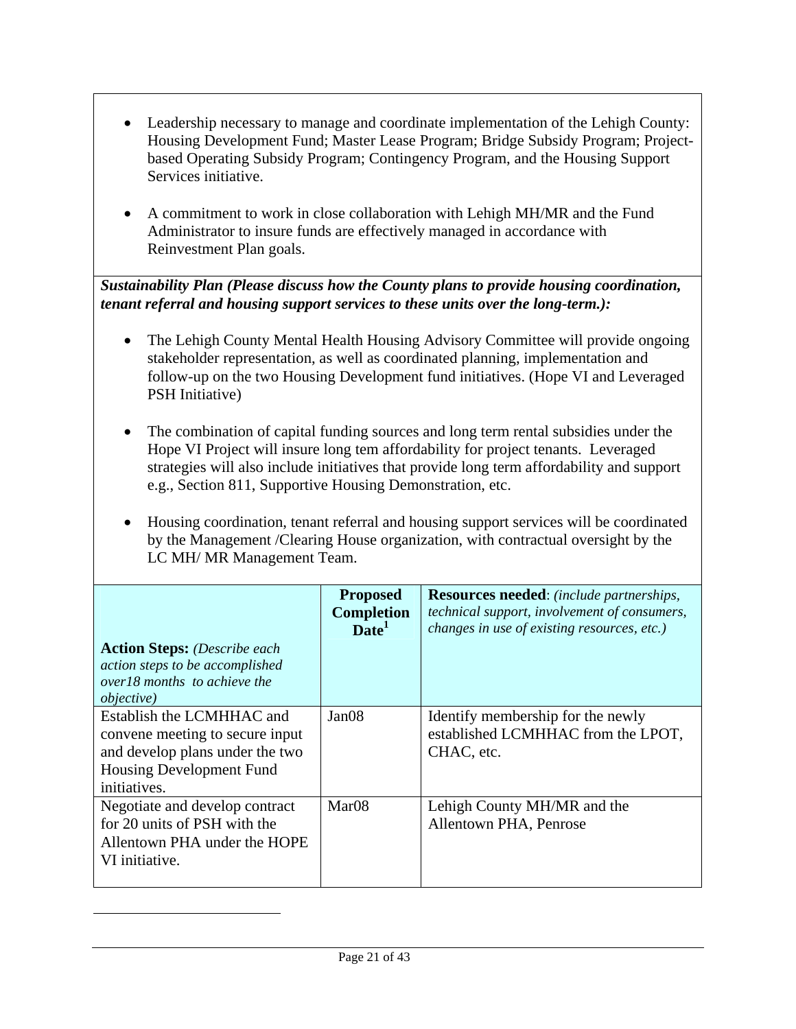- Leadership necessary to manage and coordinate implementation of the Lehigh County: Housing Development Fund; Master Lease Program; Bridge Subsidy Program; Project-based Operating Subsidy Program; Contingency Program, and the Housing Support Services initiative.

- A commitment to work in close collaboration with Lehigh MH/MR and the Fund Administrator to insure funds are effectively managed in accordance with Reinvestment Plan goals.

***Sustainability Plan (Please discuss how the County plans to provide housing coordination, tenant referral and housing support services to these units over the long-term.):***

- The Lehigh County Mental Health Housing Advisory Committee will provide ongoing stakeholder representation, as well as coordinated planning, implementation and follow-up on the two Housing Development fund initiatives. (Hope VI and Leveraged PSH Initiative)

- The combination of capital funding sources and long term rental subsidies under the Hope VI Project will insure long tem affordability for project tenants. Leveraged strategies will also include initiatives that provide long term affordability and support e.g., Section 811, Supportive Housing Demonstration, etc.

- Housing coordination, tenant referral and housing support services will be coordinated by the Management /Clearing House organization, with contractual oversight by the LC MH/ MR Management Team.

| **Action Steps:** *(Describe each action steps to be accomplished over18 months to achieve the objective)* | **Proposed Completion Date**[1] | **Resources needed**: *(include partnerships, technical support, involvement of consumers, changes in use of existing resources, etc.)* |
|---|---|---|
| Establish the LCMHHAC and convene meeting to secure input and develop plans under the two Housing Development Fund initiatives. | Jan08 | Identify membership for the newly established LCMHHAC from the LPOT, CHAC, etc. |
| Negotiate and develop contract for 20 units of PSH with the Allentown PHA under the HOPE VI initiative. | Mar08 | Lehigh County MH/MR and the Allentown PHA, Penrose |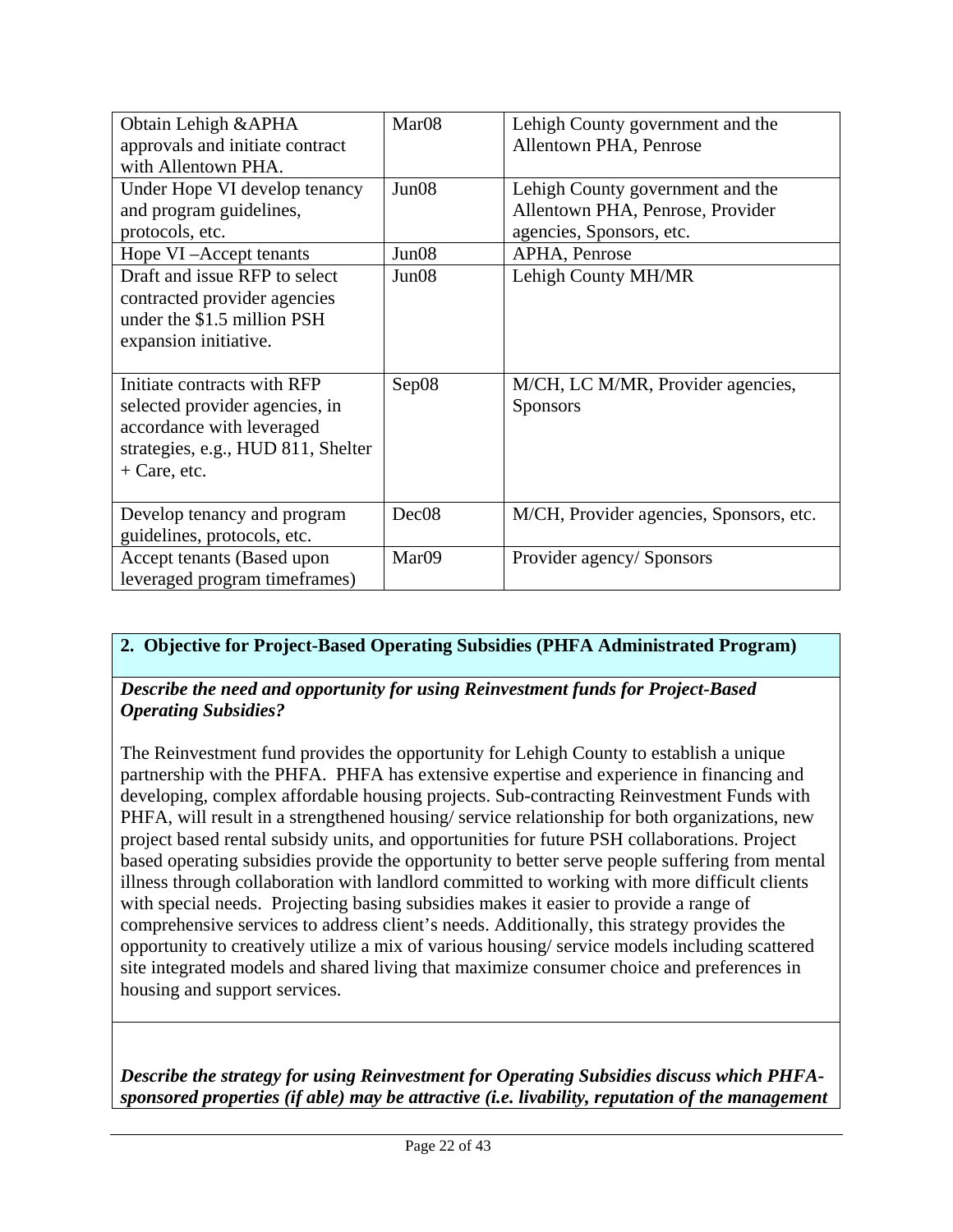| | | |
|---|---|---|
| Obtain Lehigh &APHA approvals and initiate contract with Allentown PHA. | Mar08 | Lehigh County government and the Allentown PHA, Penrose |
| Under Hope VI develop tenancy and program guidelines, protocols, etc. | Jun08 | Lehigh County government and the Allentown PHA, Penrose, Provider agencies, Sponsors, etc. |
| Hope VI –Accept tenants | Jun08 | APHA, Penrose |
| Draft and issue RFP to select contracted provider agencies under the $1.5 million PSH expansion initiative. | Jun08 | Lehigh County MH/MR |
| Initiate contracts with RFP selected provider agencies, in accordance with leveraged strategies, e.g., HUD 811, Shelter + Care, etc. | Sep08 | M/CH, LC M/MR, Provider agencies, Sponsors |
| Develop tenancy and program guidelines, protocols, etc. | Dec08 | M/CH, Provider agencies, Sponsors, etc. |
| Accept tenants (Based upon leveraged program timeframes) | Mar09 | Provider agency/ Sponsors |

**2. Objective for Project-Based Operating Subsidies (PHFA Administrated Program)**

***Describe the need and opportunity for using Reinvestment funds for Project-Based Operating Subsidies?***

The Reinvestment fund provides the opportunity for Lehigh County to establish a unique partnership with the PHFA. PHFA has extensive expertise and experience in financing and developing, complex affordable housing projects. Sub-contracting Reinvestment Funds with PHFA, will result in a strengthened housing/ service relationship for both organizations, new project based rental subsidy units, and opportunities for future PSH collaborations. Project based operating subsidies provide the opportunity to better serve people suffering from mental illness through collaboration with landlord committed to working with more difficult clients with special needs. Projecting basing subsidies makes it easier to provide a range of comprehensive services to address client's needs. Additionally, this strategy provides the opportunity to creatively utilize a mix of various housing/ service models including scattered site integrated models and shared living that maximize consumer choice and preferences in housing and support services.

***Describe the strategy for using Reinvestment for Operating Subsidies discuss which PHFA-sponsored properties (if able) may be attractive (i.e. livability, reputation of the management***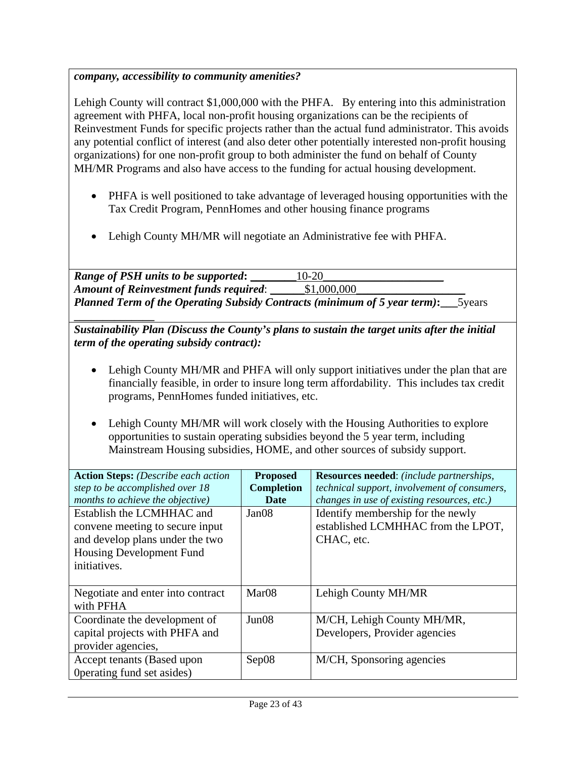***company, accessibility to community amenities?***

Lehigh County will contract $1,000,000 with the PHFA. By entering into this administration agreement with PHFA, local non-profit housing organizations can be the recipients of Reinvestment Funds for specific projects rather than the actual fund administrator. This avoids any potential conflict of interest (and also deter other potentially interested non-profit housing organizations) for one non-profit group to both administer the fund on behalf of County MH/MR Programs and also have access to the funding for actual housing development.

- PHFA is well positioned to take advantage of leveraged housing opportunities with the Tax Credit Program, PennHomes and other housing finance programs
- Lehigh County MH/MR will negotiate an Administrative fee with PHFA.

***Range of PSH units to be supported*:** ________10-20_____________________
***Amount of Reinvestment funds required***: ______$1,000,000___________________
***Planned Term of the Operating Subsidy Contracts (minimum of 5 year term)*:**___5years ______________

***Sustainability Plan (Discuss the County's plans to sustain the target units after the initial term of the operating subsidy contract):***

- Lehigh County MH/MR and PHFA will only support initiatives under the plan that are financially feasible, in order to insure long term affordability. This includes tax credit programs, PennHomes funded initiatives, etc.
- Lehigh County MH/MR will work closely with the Housing Authorities to explore opportunities to sustain operating subsidies beyond the 5 year term, including Mainstream Housing subsidies, HOME, and other sources of subsidy support.

| **Action Steps:** *(Describe each action step to be accomplished over 18 months to achieve the objective)* | **Proposed Completion Date** | **Resources needed**: *(include partnerships, technical support, involvement of consumers, changes in use of existing resources, etc.)* |
|---|---|---|
| Establish the LCMHHAC and convene meeting to secure input and develop plans under the two Housing Development Fund initiatives. | Jan08 | Identify membership for the newly established LCMHHAC from the LPOT, CHAC, etc. |
| Negotiate and enter into contract with PFHA | Mar08 | Lehigh County MH/MR |
| Coordinate the development of capital projects with PHFA and provider agencies, | Jun08 | M/CH, Lehigh County MH/MR, Developers, Provider agencies |
| Accept tenants (Based upon 0perating fund set asides) | Sep08 | M/CH, Sponsoring agencies |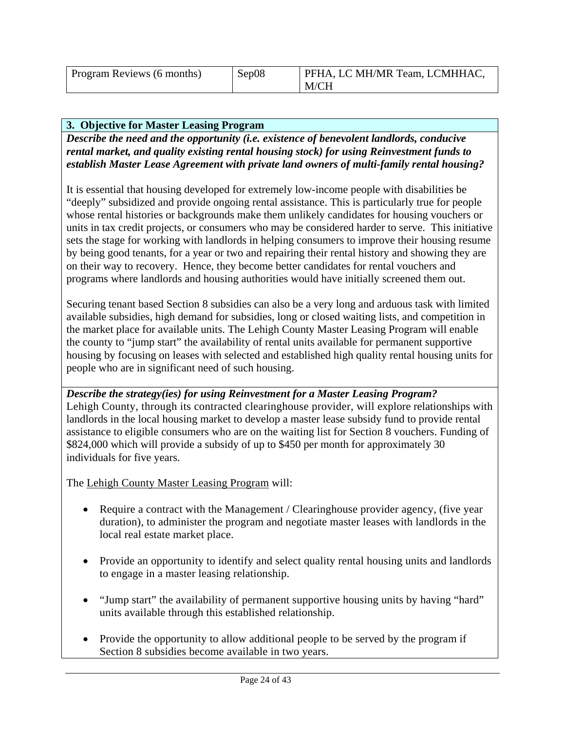| | | |
|---|---|---|
| Program Reviews (6 months) | Sep08 | PFHA, LC MH/MR Team, LCMHHAC, M/CH |

**3. Objective for Master Leasing Program**

***Describe the need and the opportunity (i.e. existence of benevolent landlords, conducive rental market, and quality existing rental housing stock) for using Reinvestment funds to establish Master Lease Agreement with private land owners of multi-family rental housing?***

It is essential that housing developed for extremely low-income people with disabilities be "deeply" subsidized and provide ongoing rental assistance. This is particularly true for people whose rental histories or backgrounds make them unlikely candidates for housing vouchers or units in tax credit projects, or consumers who may be considered harder to serve. This initiative sets the stage for working with landlords in helping consumers to improve their housing resume by being good tenants, for a year or two and repairing their rental history and showing they are on their way to recovery. Hence, they become better candidates for rental vouchers and programs where landlords and housing authorities would have initially screened them out.

Securing tenant based Section 8 subsidies can also be a very long and arduous task with limited available subsidies, high demand for subsidies, long or closed waiting lists, and competition in the market place for available units. The Lehigh County Master Leasing Program will enable the county to "jump start" the availability of rental units available for permanent supportive housing by focusing on leases with selected and established high quality rental housing units for people who are in significant need of such housing.

***Describe the strategy(ies) for using Reinvestment for a Master Leasing Program?***

Lehigh County, through its contracted clearinghouse provider, will explore relationships with landlords in the local housing market to develop a master lease subsidy fund to provide rental assistance to eligible consumers who are on the waiting list for Section 8 vouchers. Funding of $824,000 which will provide a subsidy of up to $450 per month for approximately 30 individuals for five years.

The <u>Lehigh County Master Leasing Program</u> will:

- Require a contract with the Management / Clearinghouse provider agency, (five year duration), to administer the program and negotiate master leases with landlords in the local real estate market place.
- Provide an opportunity to identify and select quality rental housing units and landlords to engage in a master leasing relationship.
- "Jump start" the availability of permanent supportive housing units by having "hard" units available through this established relationship.
- Provide the opportunity to allow additional people to be served by the program if Section 8 subsidies become available in two years.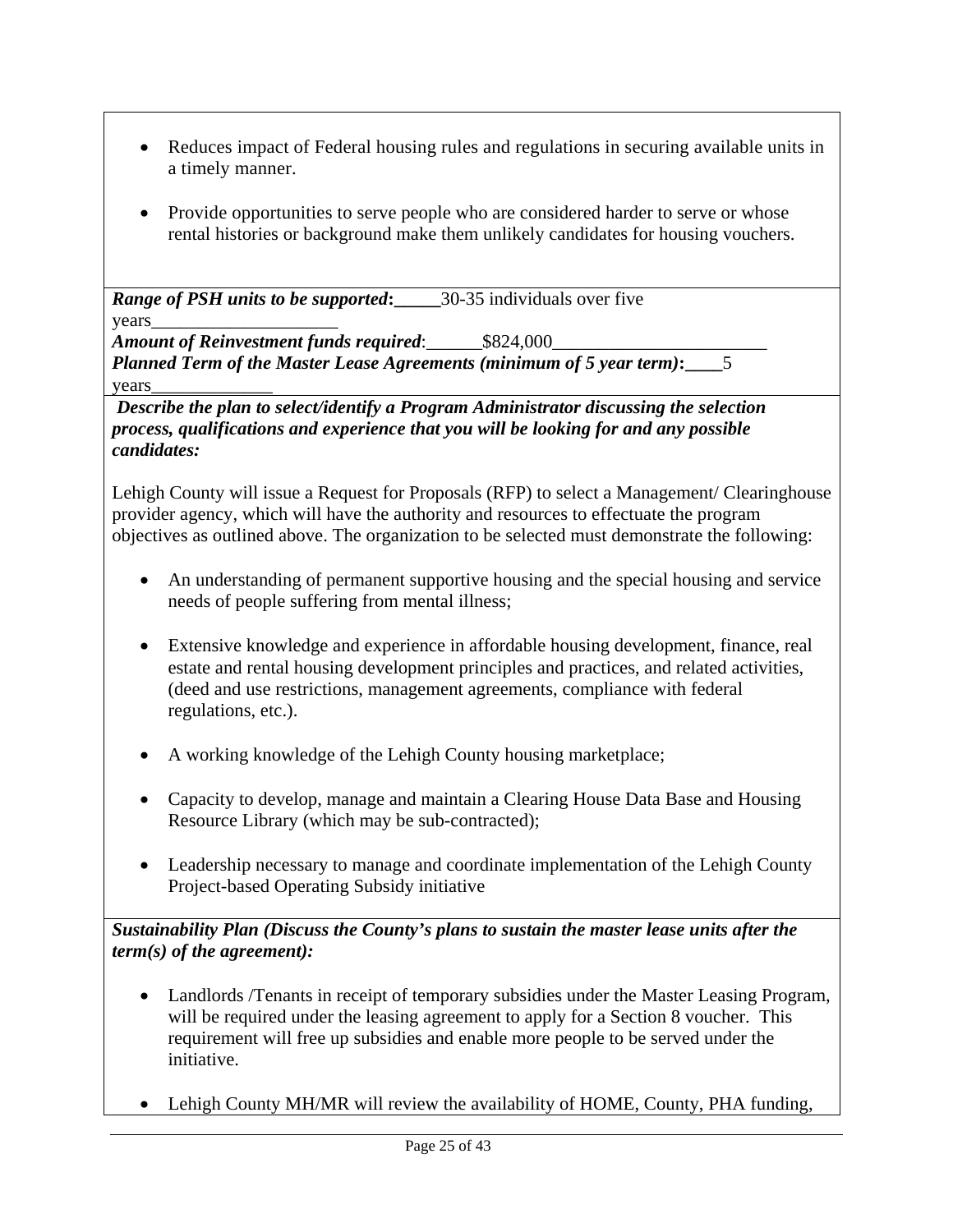- Reduces impact of Federal housing rules and regulations in securing available units in a timely manner.

- Provide opportunities to serve people who are considered harder to serve or whose rental histories or background make them unlikely candidates for housing vouchers.

***Range of PSH units to be supported*:**_____30-35 individuals over five years____________________
***Amount of Reinvestment funds required***:______$824,000_______________________
***Planned Term of the Master Lease Agreements (minimum of 5 year term)*:**____5 years_____________

***Describe the plan to select/identify a Program Administrator discussing the selection process, qualifications and experience that you will be looking for and any possible candidates:***

Lehigh County will issue a Request for Proposals (RFP) to select a Management/ Clearinghouse provider agency, which will have the authority and resources to effectuate the program objectives as outlined above. The organization to be selected must demonstrate the following:

- An understanding of permanent supportive housing and the special housing and service needs of people suffering from mental illness;

- Extensive knowledge and experience in affordable housing development, finance, real estate and rental housing development principles and practices, and related activities, (deed and use restrictions, management agreements, compliance with federal regulations, etc.).

- A working knowledge of the Lehigh County housing marketplace;

- Capacity to develop, manage and maintain a Clearing House Data Base and Housing Resource Library (which may be sub-contracted);

- Leadership necessary to manage and coordinate implementation of the Lehigh County Project-based Operating Subsidy initiative

***Sustainability Plan (Discuss the County's plans to sustain the master lease units after the term(s) of the agreement):***

- Landlords /Tenants in receipt of temporary subsidies under the Master Leasing Program, will be required under the leasing agreement to apply for a Section 8 voucher. This requirement will free up subsidies and enable more people to be served under the initiative.

- Lehigh County MH/MR will review the availability of HOME, County, PHA funding,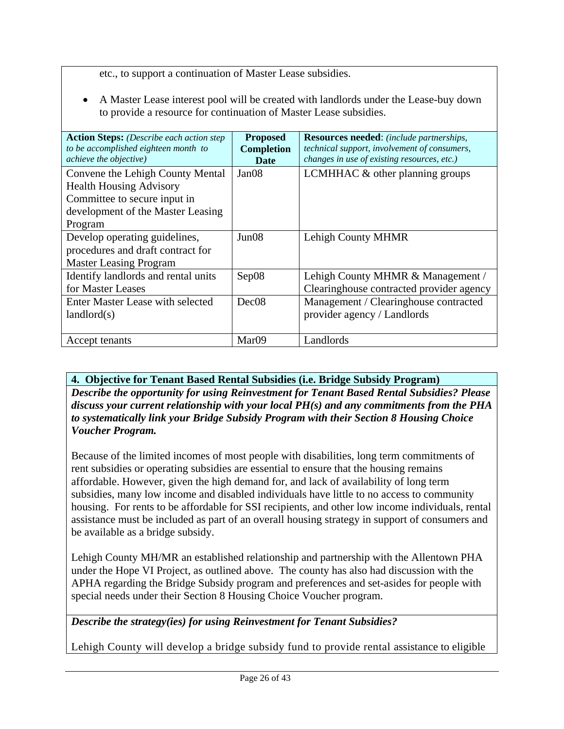etc., to support a continuation of Master Lease subsidies.

- A Master Lease interest pool will be created with landlords under the Lease-buy down to provide a resource for continuation of Master Lease subsidies.

| **Action Steps:** *(Describe each action step to be accomplished eighteen month to achieve the objective)* | **Proposed Completion Date** | **Resources needed**: *(include partnerships, technical support, involvement of consumers, changes in use of existing resources, etc.)* |
|---|---|---|
| Convene the Lehigh County Mental Health Housing Advisory Committee to secure input in development of the Master Leasing Program | Jan08 | LCMHHAC & other planning groups |
| Develop operating guidelines, procedures and draft contract for Master Leasing Program | Jun08 | Lehigh County MHMR |
| Identify landlords and rental units for Master Leases | Sep08 | Lehigh County MHMR & Management / Clearinghouse contracted provider agency |
| Enter Master Lease with selected landlord(s) | Dec08 | Management / Clearinghouse contracted provider agency / Landlords |
| Accept tenants | Mar09 | Landlords |

**4. Objective for Tenant Based Rental Subsidies (i.e. Bridge Subsidy Program)**

***Describe the opportunity for using Reinvestment for Tenant Based Rental Subsidies? Please discuss your current relationship with your local PH(s) and any commitments from the PHA to systematically link your Bridge Subsidy Program with their Section 8 Housing Choice Voucher Program.***

Because of the limited incomes of most people with disabilities, long term commitments of rent subsidies or operating subsidies are essential to ensure that the housing remains affordable. However, given the high demand for, and lack of availability of long term subsidies, many low income and disabled individuals have little to no access to community housing. For rents to be affordable for SSI recipients, and other low income individuals, rental assistance must be included as part of an overall housing strategy in support of consumers and be available as a bridge subsidy.

Lehigh County MH/MR an established relationship and partnership with the Allentown PHA under the Hope VI Project, as outlined above. The county has also had discussion with the APHA regarding the Bridge Subsidy program and preferences and set-asides for people with special needs under their Section 8 Housing Choice Voucher program.

***Describe the strategy(ies) for using Reinvestment for Tenant Subsidies?***

Lehigh County will develop a bridge subsidy fund to provide rental assistance to eligible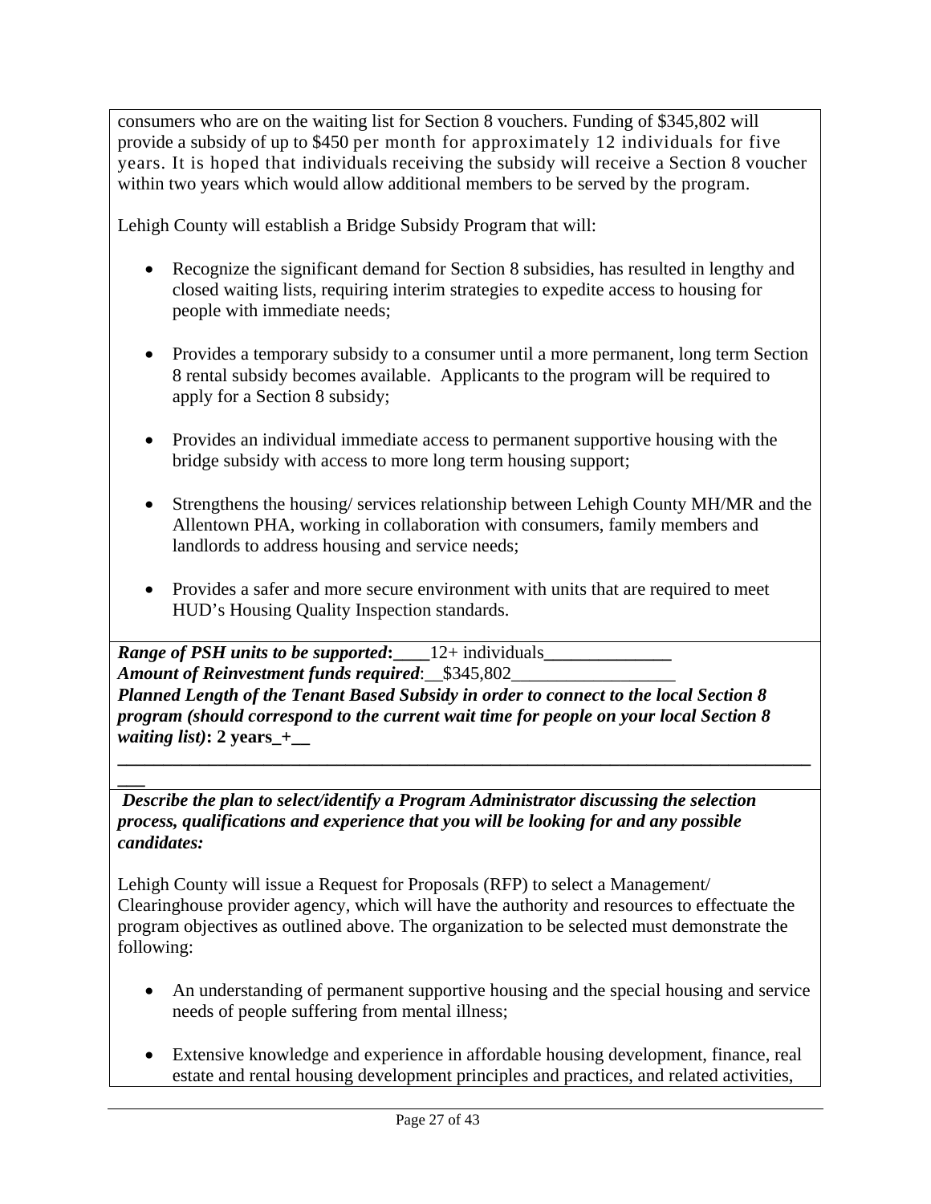consumers who are on the waiting list for Section 8 vouchers. Funding of $345,802 will provide a subsidy of up to $450 per month for approximately 12 individuals for five years. It is hoped that individuals receiving the subsidy will receive a Section 8 voucher within two years which would allow additional members to be served by the program.

Lehigh County will establish a Bridge Subsidy Program that will:

- Recognize the significant demand for Section 8 subsidies, has resulted in lengthy and closed waiting lists, requiring interim strategies to expedite access to housing for people with immediate needs;
- Provides a temporary subsidy to a consumer until a more permanent, long term Section 8 rental subsidy becomes available. Applicants to the program will be required to apply for a Section 8 subsidy;
- Provides an individual immediate access to permanent supportive housing with the bridge subsidy with access to more long term housing support;
- Strengthens the housing/ services relationship between Lehigh County MH/MR and the Allentown PHA, working in collaboration with consumers, family members and landlords to address housing and service needs;
- Provides a safer and more secure environment with units that are required to meet HUD's Housing Quality Inspection standards.

***Range of PSH units to be supported*:** ____12+ individuals______________

***Amount of Reinvestment funds required*:** __$345,802__________________

***Planned Length of the Tenant Based Subsidy in order to connect to the local Section 8 program (should correspond to the current wait time for people on your local Section 8 waiting list)*: 2 years_+__**

---

***Describe the plan to select/identify a Program Administrator discussing the selection process, qualifications and experience that you will be looking for and any possible candidates:***

Lehigh County will issue a Request for Proposals (RFP) to select a Management/ Clearinghouse provider agency, which will have the authority and resources to effectuate the program objectives as outlined above. The organization to be selected must demonstrate the following:

- An understanding of permanent supportive housing and the special housing and service needs of people suffering from mental illness;
- Extensive knowledge and experience in affordable housing development, finance, real estate and rental housing development principles and practices, and related activities,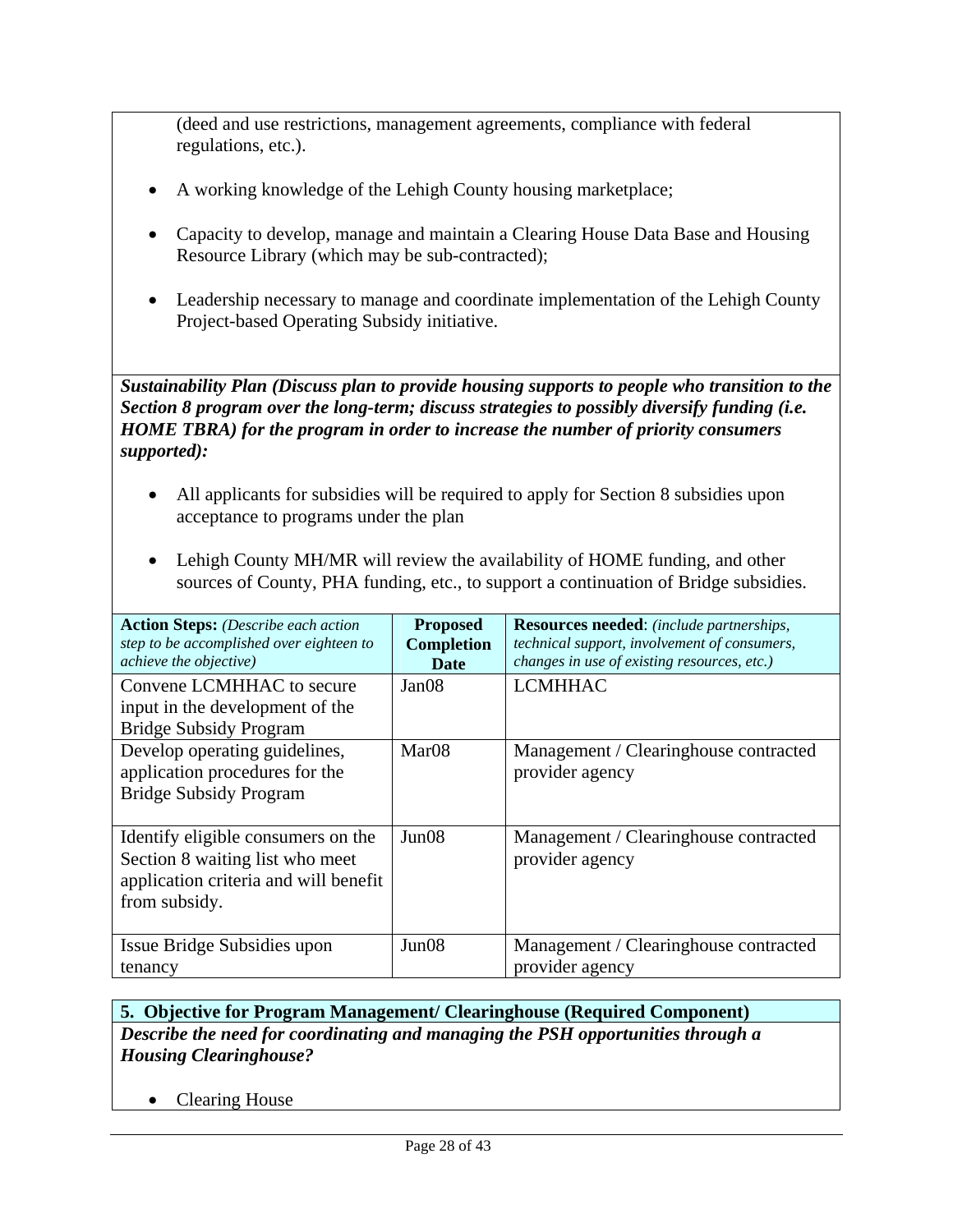(deed and use restrictions, management agreements, compliance with federal regulations, etc.).

- A working knowledge of the Lehigh County housing marketplace;
- Capacity to develop, manage and maintain a Clearing House Data Base and Housing Resource Library (which may be sub-contracted);
- Leadership necessary to manage and coordinate implementation of the Lehigh County Project-based Operating Subsidy initiative.

***Sustainability Plan (Discuss plan to provide housing supports to people who transition to the Section 8 program over the long-term; discuss strategies to possibly diversify funding (i.e. HOME TBRA) for the program in order to increase the number of priority consumers supported):***

- All applicants for subsidies will be required to apply for Section 8 subsidies upon acceptance to programs under the plan
- Lehigh County MH/MR will review the availability of HOME funding, and other sources of County, PHA funding, etc., to support a continuation of Bridge subsidies.

| **Action Steps:** *(Describe each action step to be accomplished over eighteen to achieve the objective)* | **Proposed Completion Date** | **Resources needed**: *(include partnerships, technical support, involvement of consumers, changes in use of existing resources, etc.)* |
|---|---|---|
| Convene LCMHHAC to secure input in the development of the Bridge Subsidy Program | Jan08 | LCMHHAC |
| Develop operating guidelines, application procedures for the Bridge Subsidy Program | Mar08 | Management / Clearinghouse contracted provider agency |
| Identify eligible consumers on the Section 8 waiting list who meet application criteria and will benefit from subsidy. | Jun08 | Management / Clearinghouse contracted provider agency |
| Issue Bridge Subsidies upon tenancy | Jun08 | Management / Clearinghouse contracted provider agency |

**5. Objective for Program Management/ Clearinghouse (Required Component)**

***Describe the need for coordinating and managing the PSH opportunities through a Housing Clearinghouse?***

- Clearing House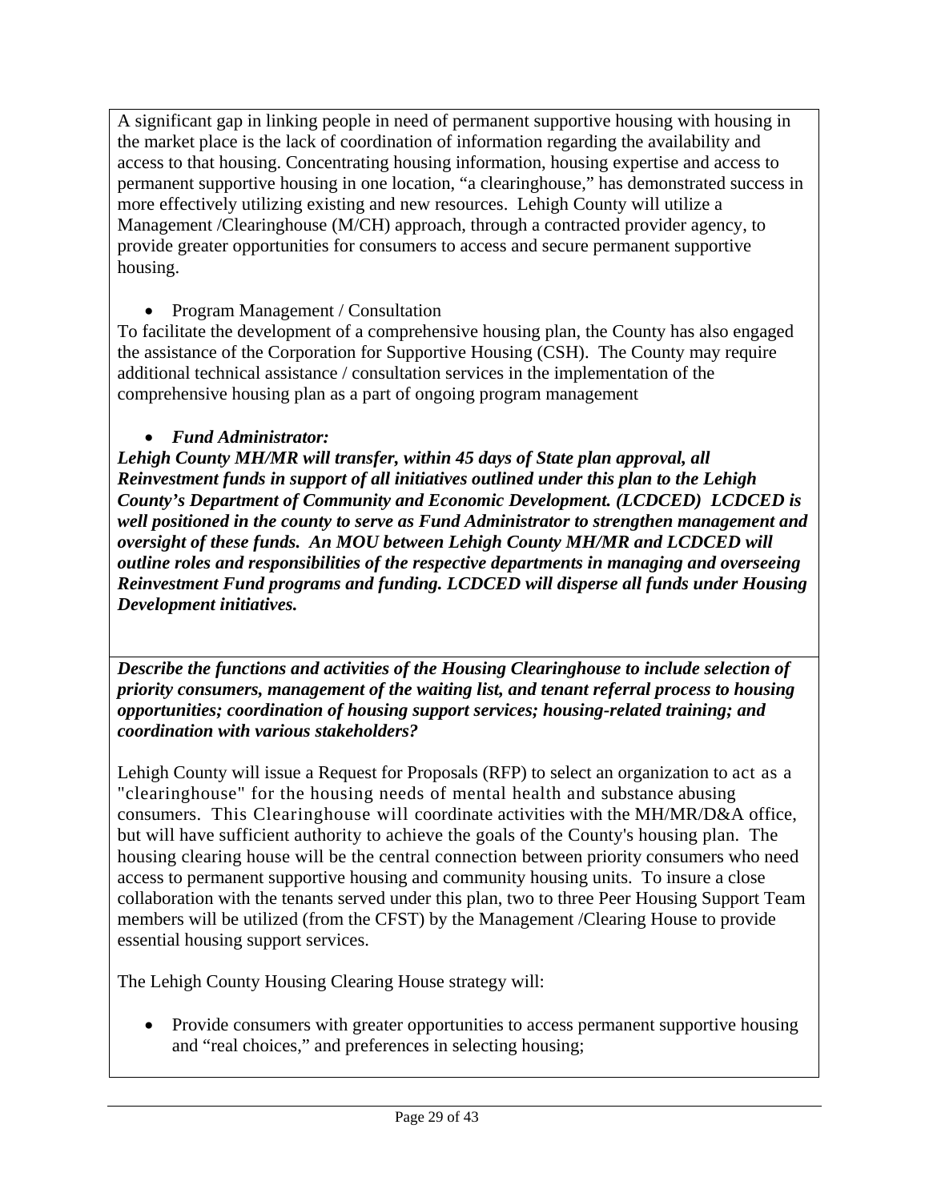A significant gap in linking people in need of permanent supportive housing with housing in the market place is the lack of coordination of information regarding the availability and access to that housing. Concentrating housing information, housing expertise and access to permanent supportive housing in one location, "a clearinghouse," has demonstrated success in more effectively utilizing existing and new resources. Lehigh County will utilize a Management /Clearinghouse (M/CH) approach, through a contracted provider agency, to provide greater opportunities for consumers to access and secure permanent supportive housing.

- Program Management / Consultation

To facilitate the development of a comprehensive housing plan, the County has also engaged the assistance of the Corporation for Supportive Housing (CSH). The County may require additional technical assistance / consultation services in the implementation of the comprehensive housing plan as a part of ongoing program management

- ***Fund Administrator:***

***Lehigh County MH/MR will transfer, within 45 days of State plan approval, all Reinvestment funds in support of all initiatives outlined under this plan to the Lehigh County's Department of Community and Economic Development. (LCDCED) LCDCED is well positioned in the county to serve as Fund Administrator to strengthen management and oversight of these funds. An MOU between Lehigh County MH/MR and LCDCED will outline roles and responsibilities of the respective departments in managing and overseeing Reinvestment Fund programs and funding. LCDCED will disperse all funds under Housing Development initiatives.***

***Describe the functions and activities of the Housing Clearinghouse to include selection of priority consumers, management of the waiting list, and tenant referral process to housing opportunities; coordination of housing support services; housing-related training; and coordination with various stakeholders?***

Lehigh County will issue a Request for Proposals (RFP) to select an organization to act as a "clearinghouse" for the housing needs of mental health and substance abusing consumers. This Clearinghouse will coordinate activities with the MH/MR/D&A office, but will have sufficient authority to achieve the goals of the County's housing plan. The housing clearing house will be the central connection between priority consumers who need access to permanent supportive housing and community housing units. To insure a close collaboration with the tenants served under this plan, two to three Peer Housing Support Team members will be utilized (from the CFST) by the Management /Clearing House to provide essential housing support services.

The Lehigh County Housing Clearing House strategy will:

- Provide consumers with greater opportunities to access permanent supportive housing and "real choices," and preferences in selecting housing;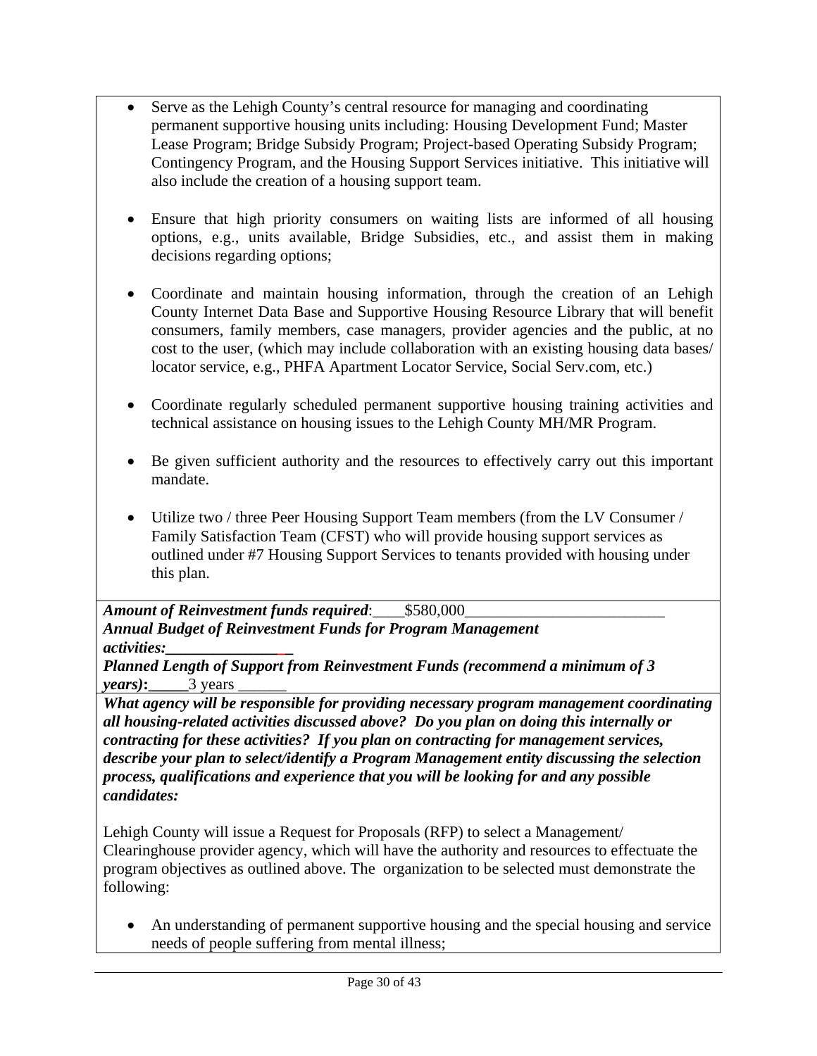- Serve as the Lehigh County's central resource for managing and coordinating permanent supportive housing units including: Housing Development Fund; Master Lease Program; Bridge Subsidy Program; Project-based Operating Subsidy Program; Contingency Program, and the Housing Support Services initiative. This initiative will also include the creation of a housing support team.

- Ensure that high priority consumers on waiting lists are informed of all housing options, e.g., units available, Bridge Subsidies, etc., and assist them in making decisions regarding options;

- Coordinate and maintain housing information, through the creation of an Lehigh County Internet Data Base and Supportive Housing Resource Library that will benefit consumers, family members, case managers, provider agencies and the public, at no cost to the user, (which may include collaboration with an existing housing data bases/ locator service, e.g., PHFA Apartment Locator Service, Social Serv.com, etc.)

- Coordinate regularly scheduled permanent supportive housing training activities and technical assistance on housing issues to the Lehigh County MH/MR Program.

- Be given sufficient authority and the resources to effectively carry out this important mandate.

- Utilize two / three Peer Housing Support Team members (from the LV Consumer / Family Satisfaction Team (CFST) who will provide housing support services as outlined under #7 Housing Support Services to tenants provided with housing under this plan.

***Amount of Reinvestment funds required***:____$580,000_________________________
***Annual Budget of Reinvestment Funds for Program Management activities:________________***
***Planned Length of Support from Reinvestment Funds (recommend a minimum of 3 years):_____***3 years ______

***What agency will be responsible for providing necessary program management coordinating all housing-related activities discussed above? Do you plan on doing this internally or contracting for these activities? If you plan on contracting for management services, describe your plan to select/identify a Program Management entity discussing the selection process, qualifications and experience that you will be looking for and any possible candidates:***

Lehigh County will issue a Request for Proposals (RFP) to select a Management/ Clearinghouse provider agency, which will have the authority and resources to effectuate the program objectives as outlined above. The organization to be selected must demonstrate the following:

- An understanding of permanent supportive housing and the special housing and service needs of people suffering from mental illness;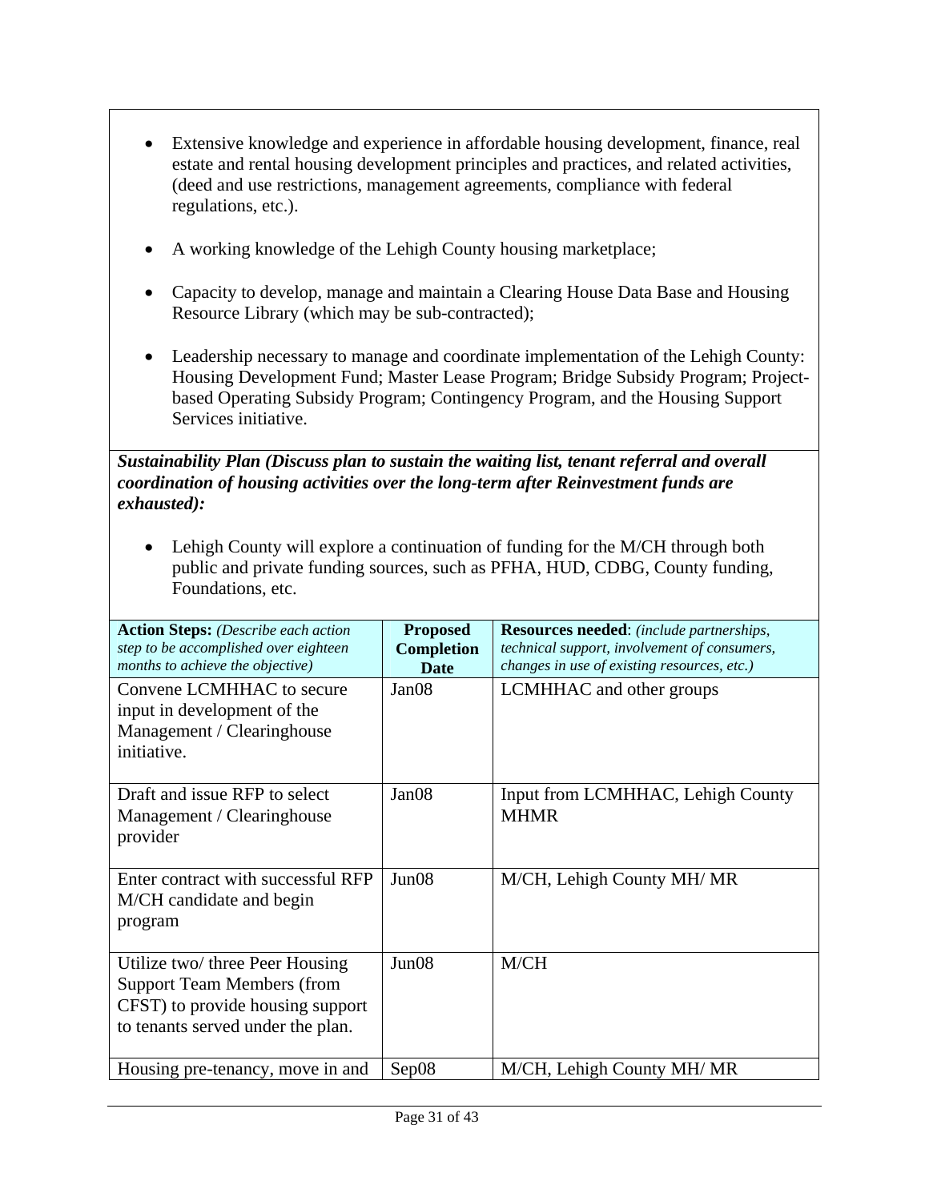- Extensive knowledge and experience in affordable housing development, finance, real estate and rental housing development principles and practices, and related activities, (deed and use restrictions, management agreements, compliance with federal regulations, etc.).

- A working knowledge of the Lehigh County housing marketplace;

- Capacity to develop, manage and maintain a Clearing House Data Base and Housing Resource Library (which may be sub-contracted);

- Leadership necessary to manage and coordinate implementation of the Lehigh County: Housing Development Fund; Master Lease Program; Bridge Subsidy Program; Project-based Operating Subsidy Program; Contingency Program, and the Housing Support Services initiative.

***Sustainability Plan (Discuss plan to sustain the waiting list, tenant referral and overall coordination of housing activities over the long-term after Reinvestment funds are exhausted):***

- Lehigh County will explore a continuation of funding for the M/CH through both public and private funding sources, such as PFHA, HUD, CDBG, County funding, Foundations, etc.

| **Action Steps:** *(Describe each action step to be accomplished over eighteen months to achieve the objective)* | **Proposed Completion Date** | **Resources needed**: *(include partnerships, technical support, involvement of consumers, changes in use of existing resources, etc.)* |
|---|---|---|
| Convene LCMHHAC to secure input in development of the Management / Clearinghouse initiative. | Jan08 | LCMHHAC and other groups |
| Draft and issue RFP to select Management / Clearinghouse provider | Jan08 | Input from LCMHHAC, Lehigh County MHMR |
| Enter contract with successful RFP M/CH candidate and begin program | Jun08 | M/CH, Lehigh County MH/ MR |
| Utilize two/ three Peer Housing Support Team Members (from CFST) to provide housing support to tenants served under the plan. | Jun08 | M/CH |
| Housing pre-tenancy, move in and | Sep08 | M/CH, Lehigh County MH/ MR |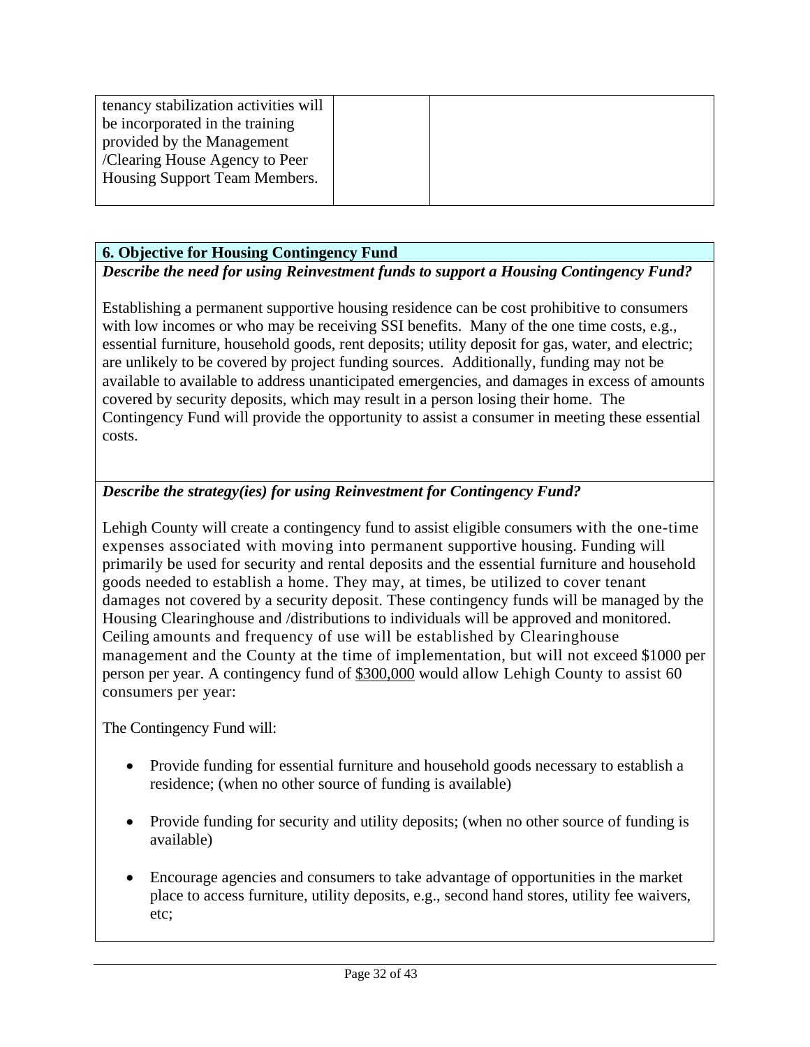| | | |
|---|---|---|
| tenancy stabilization activities will be incorporated in the training provided by the Management /Clearing House Agency to Peer Housing Support Team Members. | | |

**6. Objective for Housing Contingency Fund**

***Describe the need for using Reinvestment funds to support a Housing Contingency Fund?***

Establishing a permanent supportive housing residence can be cost prohibitive to consumers with low incomes or who may be receiving SSI benefits. Many of the one time costs, e.g., essential furniture, household goods, rent deposits; utility deposit for gas, water, and electric; are unlikely to be covered by project funding sources. Additionally, funding may not be available to available to address unanticipated emergencies, and damages in excess of amounts covered by security deposits, which may result in a person losing their home. The Contingency Fund will provide the opportunity to assist a consumer in meeting these essential costs.

***Describe the strategy(ies) for using Reinvestment for Contingency Fund?***

Lehigh County will create a contingency fund to assist eligible consumers with the one-time expenses associated with moving into permanent supportive housing. Funding will primarily be used for security and rental deposits and the essential furniture and household goods needed to establish a home. They may, at times, be utilized to cover tenant damages not covered by a security deposit. These contingency funds will be managed by the Housing Clearinghouse and /distributions to individuals will be approved and monitored. Ceiling amounts and frequency of use will be established by Clearinghouse management and the County at the time of implementation, but will not exceed $1000 per person per year. A contingency fund of <u>$300,000</u> would allow Lehigh County to assist 60 consumers per year:

The Contingency Fund will:

- Provide funding for essential furniture and household goods necessary to establish a residence; (when no other source of funding is available)
- Provide funding for security and utility deposits; (when no other source of funding is available)
- Encourage agencies and consumers to take advantage of opportunities in the market place to access furniture, utility deposits, e.g., second hand stores, utility fee waivers, etc;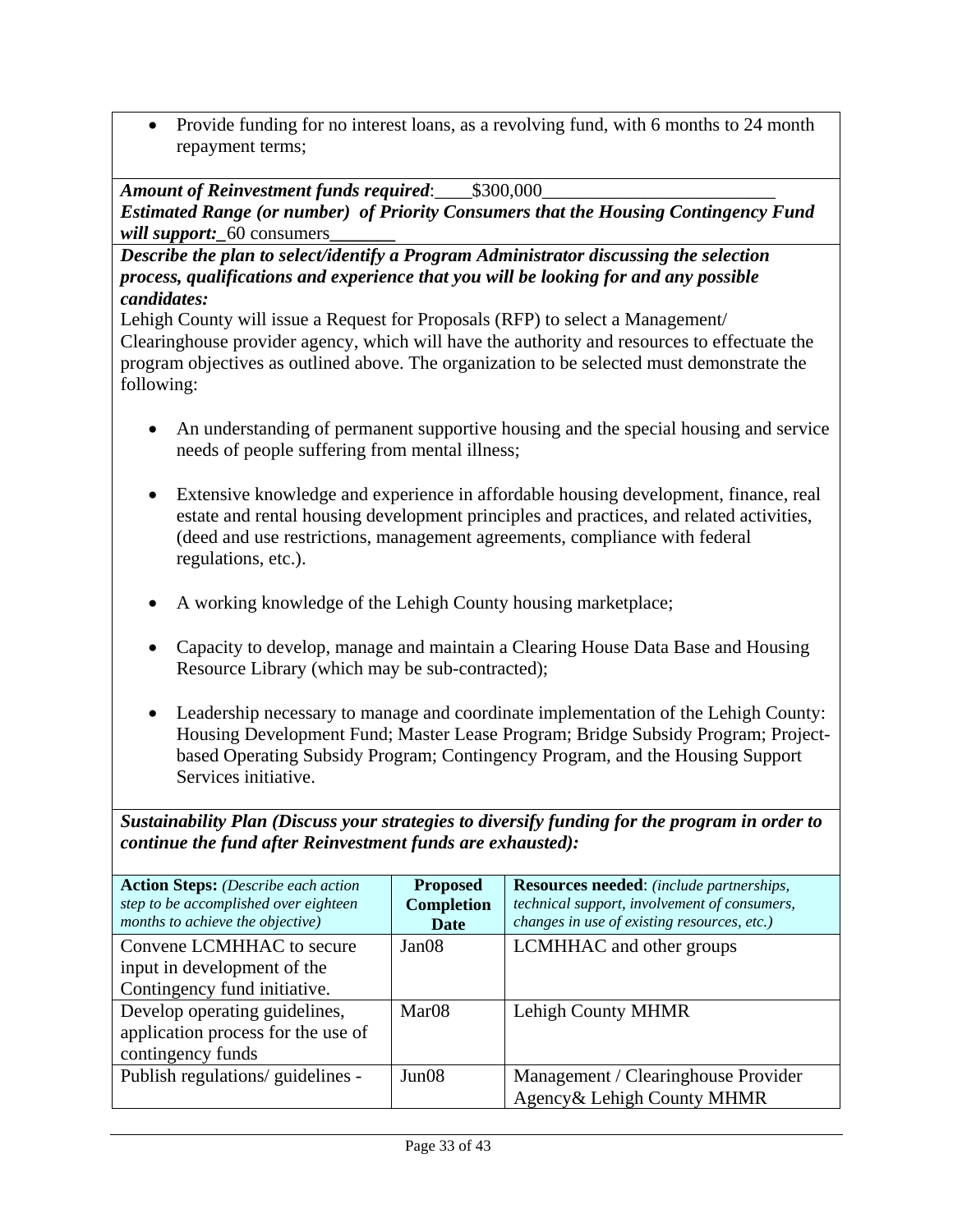- Provide funding for no interest loans, as a revolving fund, with 6 months to 24 month repayment terms;

***Amount of Reinvestment funds required***:____$300,000__________________________
***Estimated Range (or number) of Priority Consumers that the Housing Contingency Fund will support:***_60 consumers_______

***Describe the plan to select/identify a Program Administrator discussing the selection process, qualifications and experience that you will be looking for and any possible candidates:***

Lehigh County will issue a Request for Proposals (RFP) to select a Management/ Clearinghouse provider agency, which will have the authority and resources to effectuate the program objectives as outlined above. The organization to be selected must demonstrate the following:

- An understanding of permanent supportive housing and the special housing and service needs of people suffering from mental illness;

- Extensive knowledge and experience in affordable housing development, finance, real estate and rental housing development principles and practices, and related activities, (deed and use restrictions, management agreements, compliance with federal regulations, etc.).

- A working knowledge of the Lehigh County housing marketplace;

- Capacity to develop, manage and maintain a Clearing House Data Base and Housing Resource Library (which may be sub-contracted);

- Leadership necessary to manage and coordinate implementation of the Lehigh County: Housing Development Fund; Master Lease Program; Bridge Subsidy Program; Project-based Operating Subsidy Program; Contingency Program, and the Housing Support Services initiative.

***Sustainability Plan (Discuss your strategies to diversify funding for the program in order to continue the fund after Reinvestment funds are exhausted):***

| **Action Steps:** *(Describe each action step to be accomplished over eighteen months to achieve the objective)* | **Proposed Completion Date** | **Resources needed**: *(include partnerships, technical support, involvement of consumers, changes in use of existing resources, etc.)* |
|---|---|---|
| Convene LCMHHAC to secure input in development of the Contingency fund initiative. | Jan08 | LCMHHAC and other groups |
| Develop operating guidelines, application process for the use of contingency funds | Mar08 | Lehigh County MHMR |
| Publish regulations/ guidelines - | Jun08 | Management / Clearinghouse Provider Agency& Lehigh County MHMR |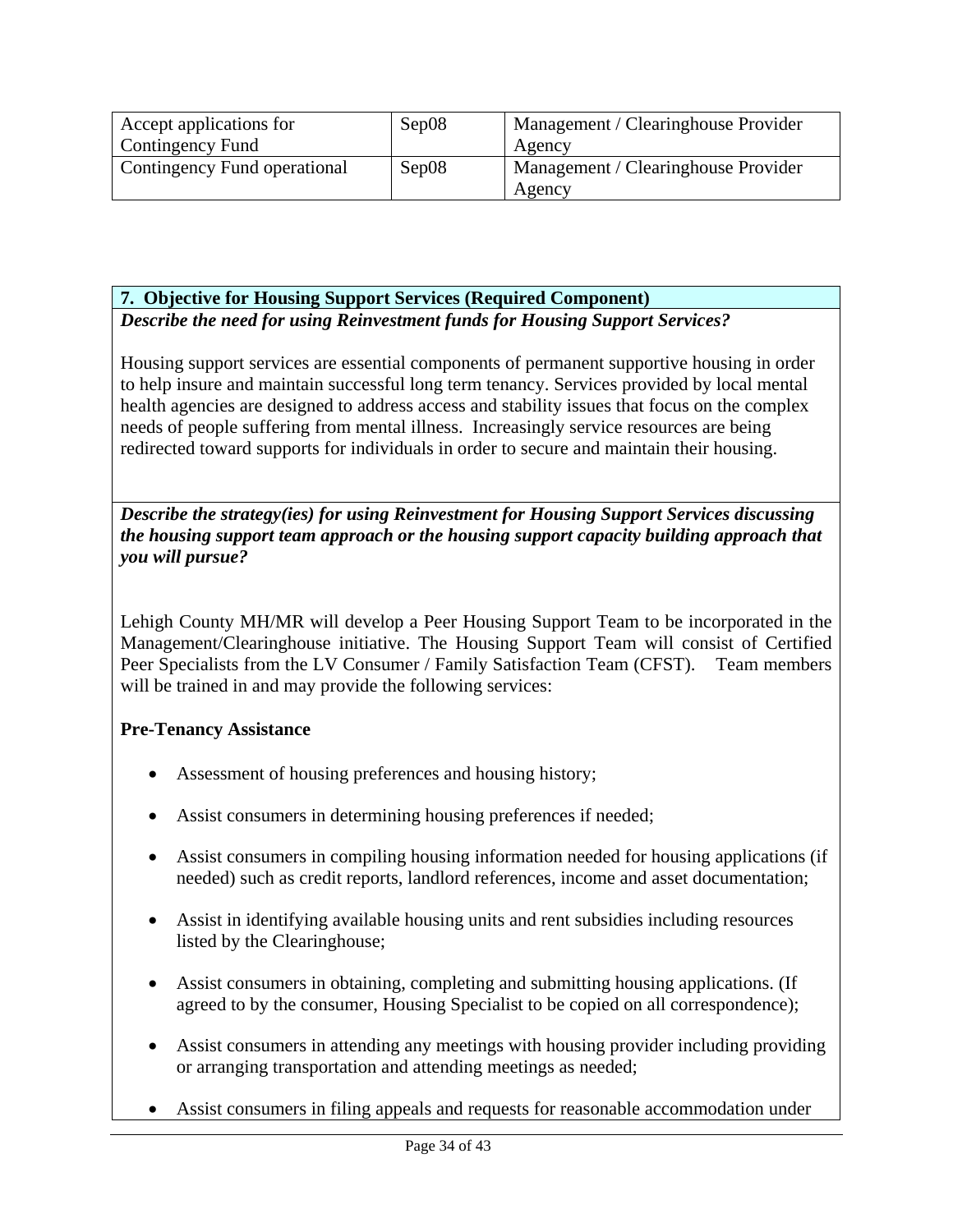| | | |
|---|---|---|
| Accept applications for Contingency Fund | Sep08 | Management / Clearinghouse Provider Agency |
| Contingency Fund operational | Sep08 | Management / Clearinghouse Provider Agency |

**7. Objective for Housing Support Services (Required Component)**

***Describe the need for using Reinvestment funds for Housing Support Services?***

Housing support services are essential components of permanent supportive housing in order to help insure and maintain successful long term tenancy. Services provided by local mental health agencies are designed to address access and stability issues that focus on the complex needs of people suffering from mental illness. Increasingly service resources are being redirected toward supports for individuals in order to secure and maintain their housing.

***Describe the strategy(ies) for using Reinvestment for Housing Support Services discussing the housing support team approach or the housing support capacity building approach that you will pursue?***

Lehigh County MH/MR will develop a Peer Housing Support Team to be incorporated in the Management/Clearinghouse initiative. The Housing Support Team will consist of Certified Peer Specialists from the LV Consumer / Family Satisfaction Team (CFST). Team members will be trained in and may provide the following services:

**Pre-Tenancy Assistance**

- Assessment of housing preferences and housing history;
- Assist consumers in determining housing preferences if needed;
- Assist consumers in compiling housing information needed for housing applications (if needed) such as credit reports, landlord references, income and asset documentation;
- Assist in identifying available housing units and rent subsidies including resources listed by the Clearinghouse;
- Assist consumers in obtaining, completing and submitting housing applications. (If agreed to by the consumer, Housing Specialist to be copied on all correspondence);
- Assist consumers in attending any meetings with housing provider including providing or arranging transportation and attending meetings as needed;
- Assist consumers in filing appeals and requests for reasonable accommodation under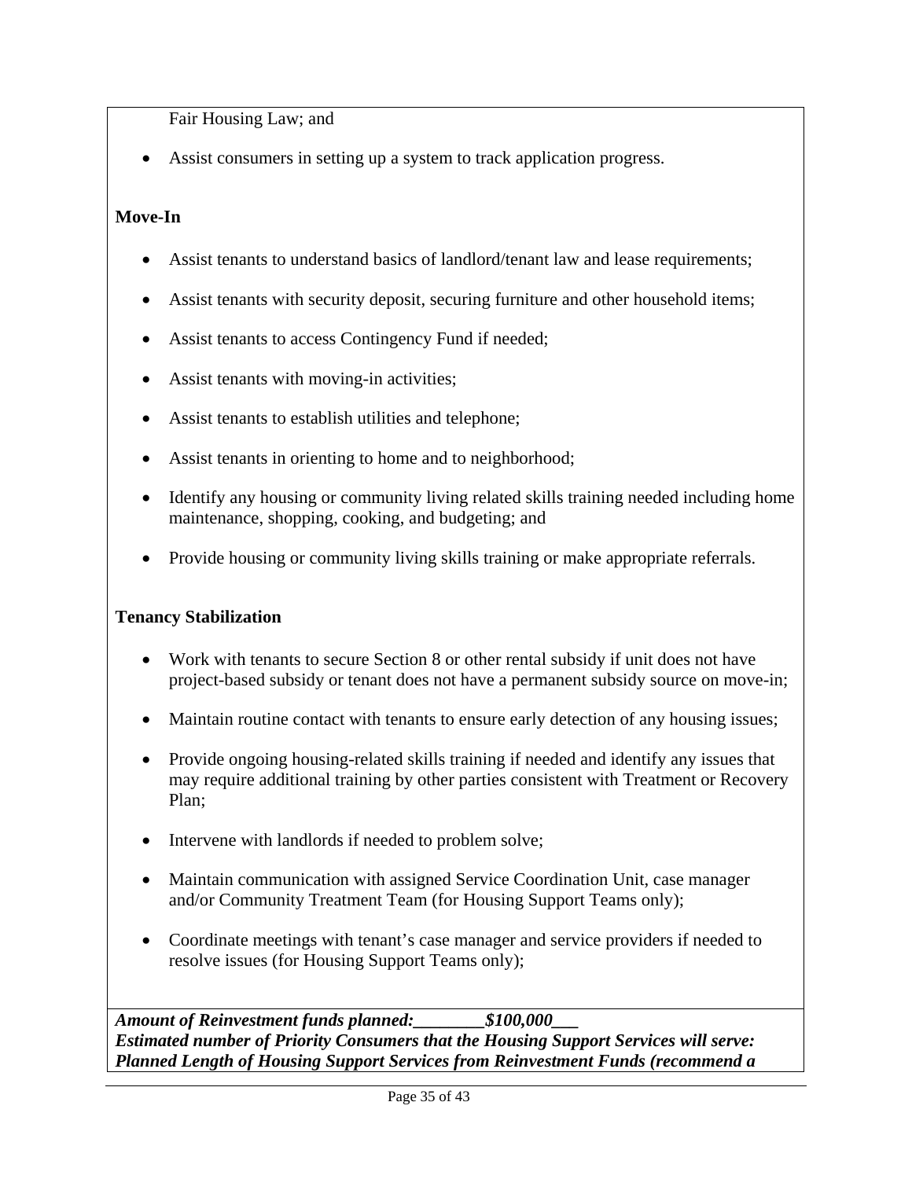Fair Housing Law; and

- Assist consumers in setting up a system to track application progress.

**Move-In**

- Assist tenants to understand basics of landlord/tenant law and lease requirements;
- Assist tenants with security deposit, securing furniture and other household items;
- Assist tenants to access Contingency Fund if needed;
- Assist tenants with moving-in activities;
- Assist tenants to establish utilities and telephone;
- Assist tenants in orienting to home and to neighborhood;
- Identify any housing or community living related skills training needed including home maintenance, shopping, cooking, and budgeting; and
- Provide housing or community living skills training or make appropriate referrals.

**Tenancy Stabilization**

- Work with tenants to secure Section 8 or other rental subsidy if unit does not have project-based subsidy or tenant does not have a permanent subsidy source on move-in;
- Maintain routine contact with tenants to ensure early detection of any housing issues;
- Provide ongoing housing-related skills training if needed and identify any issues that may require additional training by other parties consistent with Treatment or Recovery Plan;
- Intervene with landlords if needed to problem solve;
- Maintain communication with assigned Service Coordination Unit, case manager and/or Community Treatment Team (for Housing Support Teams only);
- Coordinate meetings with tenant's case manager and service providers if needed to resolve issues (for Housing Support Teams only);

***Amount of Reinvestment funds planned:________$100,000___***
***Estimated number of Priority Consumers that the Housing Support Services will serve:***
***Planned Length of Housing Support Services from Reinvestment Funds (recommend a***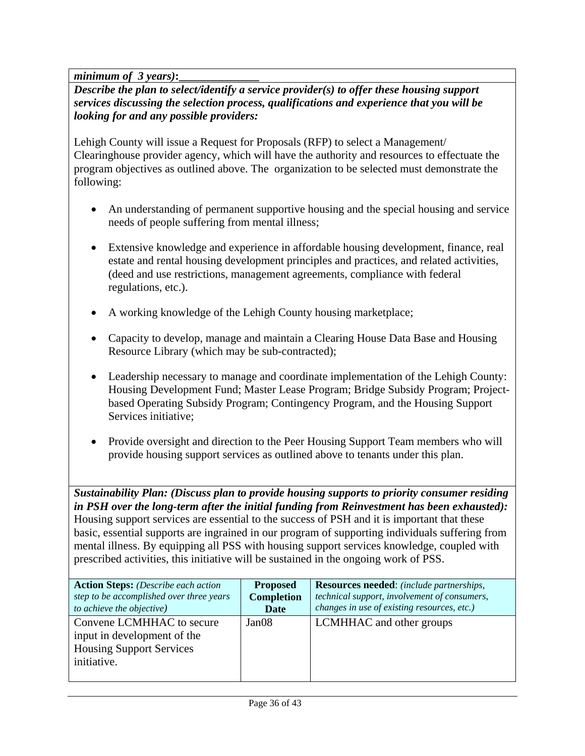***minimum of 3 years):______________***

***Describe the plan to select/identify a service provider(s) to offer these housing support services discussing the selection process, qualifications and experience that you will be looking for and any possible providers:***

Lehigh County will issue a Request for Proposals (RFP) to select a Management/ Clearinghouse provider agency, which will have the authority and resources to effectuate the program objectives as outlined above. The organization to be selected must demonstrate the following:

- An understanding of permanent supportive housing and the special housing and service needs of people suffering from mental illness;
- Extensive knowledge and experience in affordable housing development, finance, real estate and rental housing development principles and practices, and related activities, (deed and use restrictions, management agreements, compliance with federal regulations, etc.).
- A working knowledge of the Lehigh County housing marketplace;
- Capacity to develop, manage and maintain a Clearing House Data Base and Housing Resource Library (which may be sub-contracted);
- Leadership necessary to manage and coordinate implementation of the Lehigh County: Housing Development Fund; Master Lease Program; Bridge Subsidy Program; Project-based Operating Subsidy Program; Contingency Program, and the Housing Support Services initiative;
- Provide oversight and direction to the Peer Housing Support Team members who will provide housing support services as outlined above to tenants under this plan.

***Sustainability Plan: (Discuss plan to provide housing supports to priority consumer residing in PSH over the long-term after the initial funding from Reinvestment has been exhausted):*** Housing support services are essential to the success of PSH and it is important that these basic, essential supports are ingrained in our program of supporting individuals suffering from mental illness. By equipping all PSS with housing support services knowledge, coupled with prescribed activities, this initiative will be sustained in the ongoing work of PSS.

| **Action Steps:** *(Describe each action step to be accomplished over three years to achieve the objective)* | **Proposed Completion Date** | **Resources needed**: *(include partnerships, technical support, involvement of consumers, changes in use of existing resources, etc.)* |
|---|---|---|
| Convene LCMHHAC to secure input in development of the Housing Support Services initiative. | Jan08 | LCMHHAC and other groups |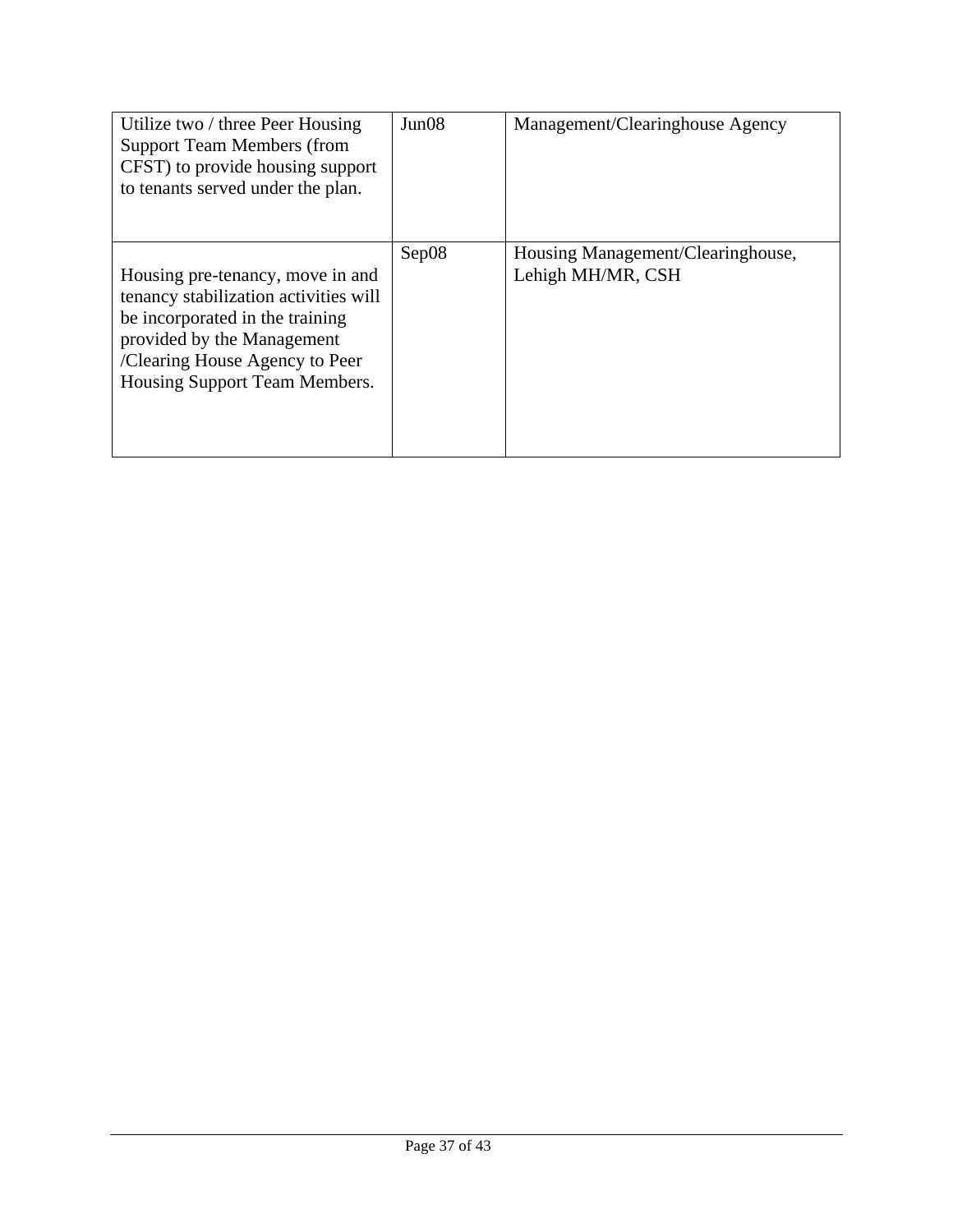| | | |
|---|---|---|
| Utilize two / three Peer Housing Support Team Members (from CFST) to provide housing support to tenants served under the plan. | Jun08 | Management/Clearinghouse Agency |
| Housing pre-tenancy, move in and tenancy stabilization activities will be incorporated in the training provided by the Management /Clearing House Agency to Peer Housing Support Team Members. | Sep08 | Housing Management/Clearinghouse, Lehigh MH/MR, CSH |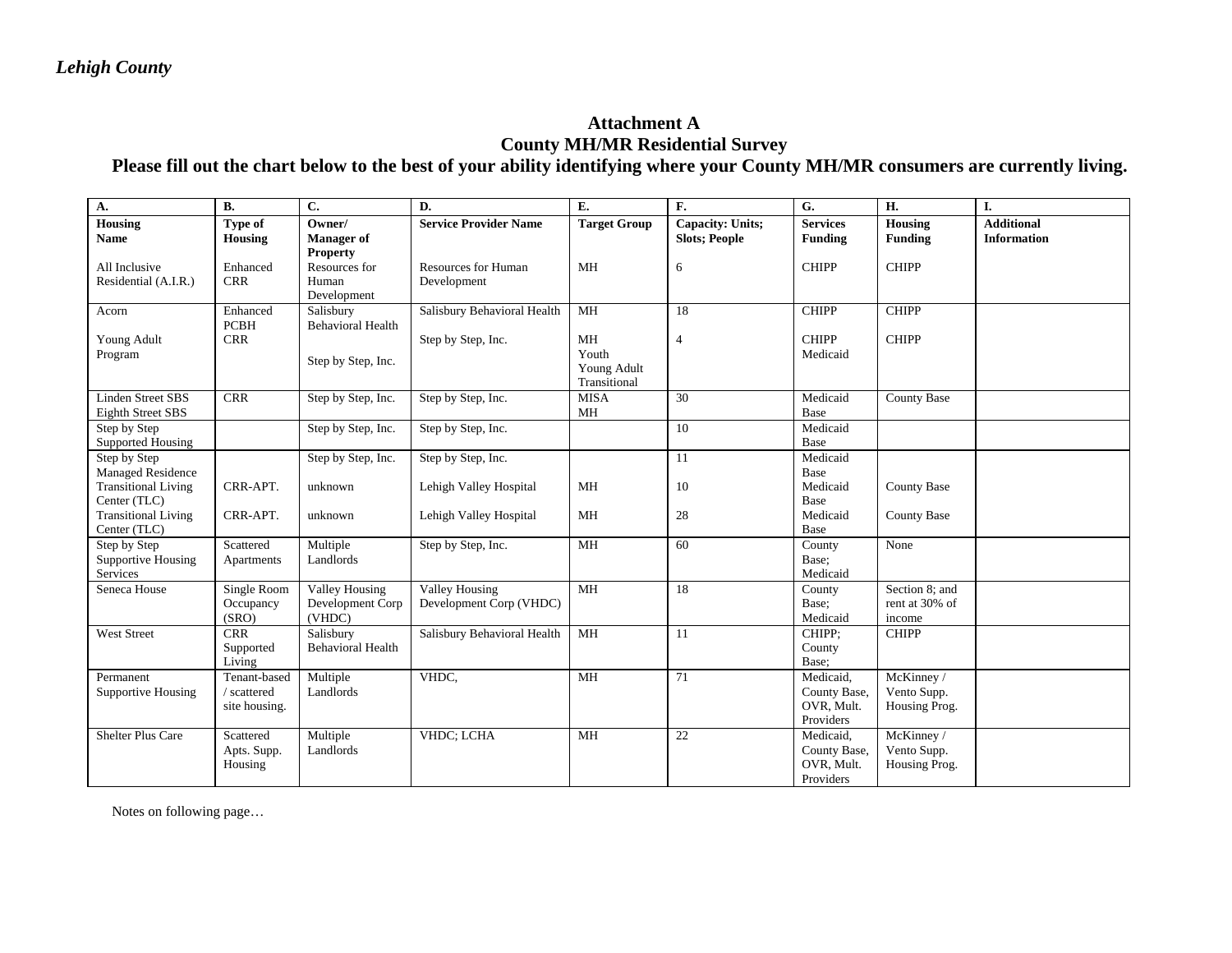*Lehigh County*

## Attachment A
## County MH/MR Residential Survey
### Please fill out the chart below to the best of your ability identifying where your County MH/MR consumers are currently living.

| A. | B. | C. | D. | E. | F. | G. | H. | I. |
|---|---|---|---|---|---|---|---|---|
| **Housing Name** | **Type of Housing** | **Owner/ Manager of Property** | **Service Provider Name** | **Target Group** | **Capacity: Units; Slots; People** | **Services Funding** | **Housing Funding** | **Additional Information** |
| All Inclusive Residential (A.I.R.) | Enhanced CRR | Resources for Human Development | Resources for Human Development | MH | 6 | CHIPP | CHIPP | |
| Acorn | Enhanced PCBH | Salisbury Behavioral Health | Salisbury Behavioral Health | MH | 18 | CHIPP | CHIPP | |
| Young Adult Program | CRR | Step by Step, Inc. | Step by Step, Inc. | MH Youth Young Adult Transitional | 4 | CHIPP Medicaid | CHIPP | |
| Linden Street SBS Eighth Street SBS | CRR | Step by Step, Inc. | Step by Step, Inc. | MISA MH | 30 | Medicaid Base | County Base | |
| Step by Step Supported Housing | | Step by Step, Inc. | Step by Step, Inc. | | 10 | Medicaid Base | | |
| Step by Step Managed Residence | | Step by Step, Inc. | Step by Step, Inc. | | 11 | Medicaid Base | | |
| Transitional Living Center (TLC) | CRR-APT. | unknown | Lehigh Valley Hospital | MH | 10 | Medicaid Base | County Base | |
| Transitional Living Center (TLC) | CRR-APT. | unknown | Lehigh Valley Hospital | MH | 28 | Medicaid Base | County Base | |
| Step by Step Supportive Housing Services | Scattered Apartments | Multiple Landlords | Step by Step, Inc. | MH | 60 | County Base; Medicaid | None | |
| Seneca House | Single Room Occupancy (SRO) | Valley Housing Development Corp (VHDC) | Valley Housing Development Corp (VHDC) | MH | 18 | County Base; Medicaid | Section 8; and rent at 30% of income | |
| West Street | CRR Supported Living | Salisbury Behavioral Health | Salisbury Behavioral Health | MH | 11 | CHIPP; County Base; | CHIPP | |
| Permanent Supportive Housing | Tenant-based / scattered site housing. | Multiple Landlords | VHDC, | MH | 71 | Medicaid, County Base, OVR, Mult. Providers | McKinney / Vento Supp. Housing Prog. | |
| Shelter Plus Care | Scattered Apts. Supp. Housing | Multiple Landlords | VHDC; LCHA | MH | 22 | Medicaid, County Base, OVR, Mult. Providers | McKinney / Vento Supp. Housing Prog. | |

Notes on following page…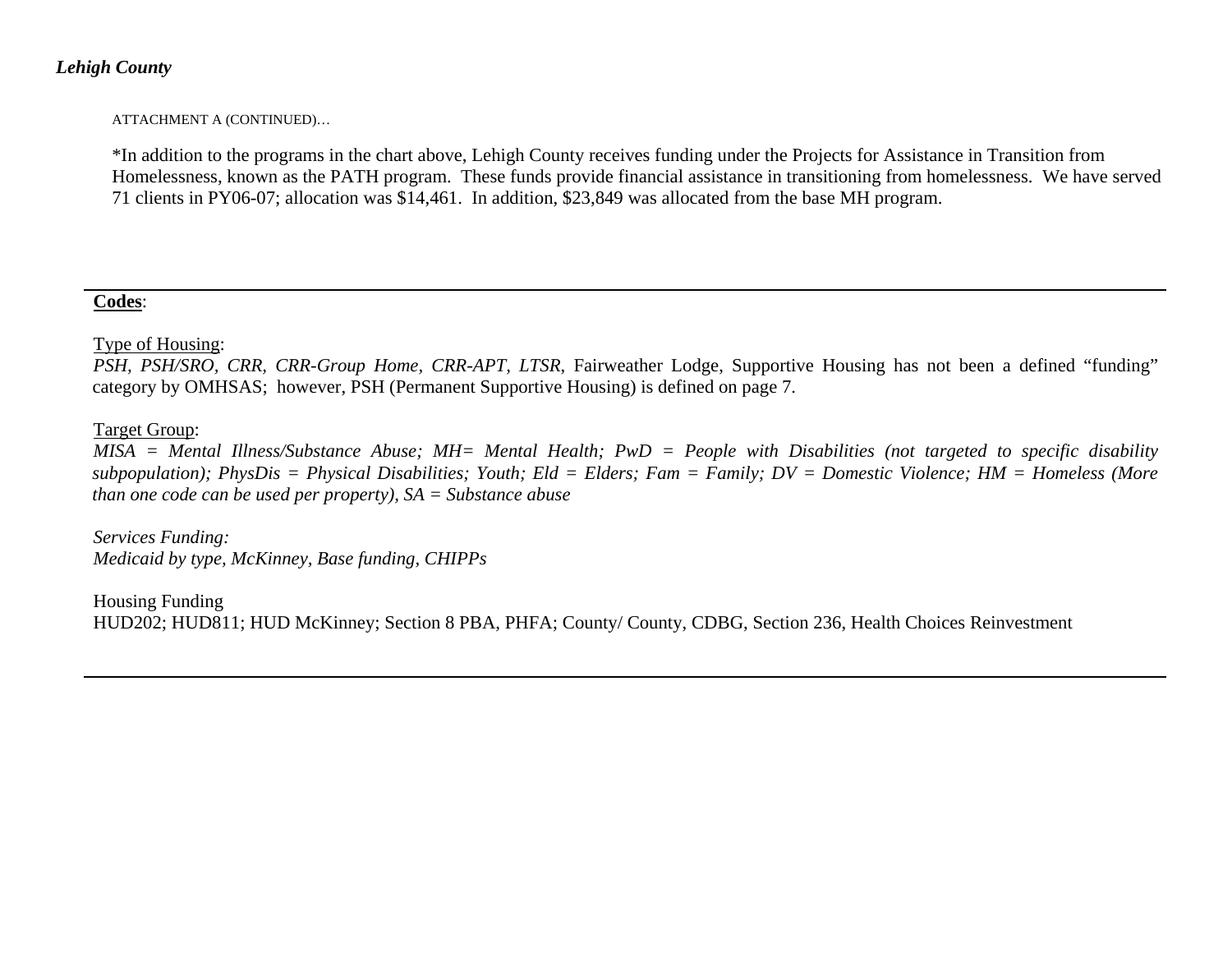*Lehigh County*

ATTACHMENT A (CONTINUED)…

*In addition to the programs in the chart above, Lehigh County receives funding under the Projects for Assistance in Transition from Homelessness, known as the PATH program. These funds provide financial assistance in transitioning from homelessness. We have served 71 clients in PY06-07; allocation was $14,461. In addition, $23,849 was allocated from the base MH program.

---

**Codes**:

Type of Housing:
*PSH, PSH/SRO, CRR, CRR-Group Home, CRR-APT, LTSR,* Fairweather Lodge, Supportive Housing has not been a defined "funding" category by OMHSAS; however, PSH (Permanent Supportive Housing) is defined on page 7.

Target Group:
*MISA = Mental Illness/Substance Abuse; MH= Mental Health; PwD = People with Disabilities (not targeted to specific disability subpopulation); PhysDis = Physical Disabilities; Youth; Eld = Elders; Fam = Family; DV = Domestic Violence; HM = Homeless (More than one code can be used per property), SA = Substance abuse*

*Services Funding:*
*Medicaid by type, McKinney, Base funding, CHIPPs*

Housing Funding
HUD202; HUD811; HUD McKinney; Section 8 PBA, PHFA; County/ County, CDBG, Section 236, Health Choices Reinvestment

---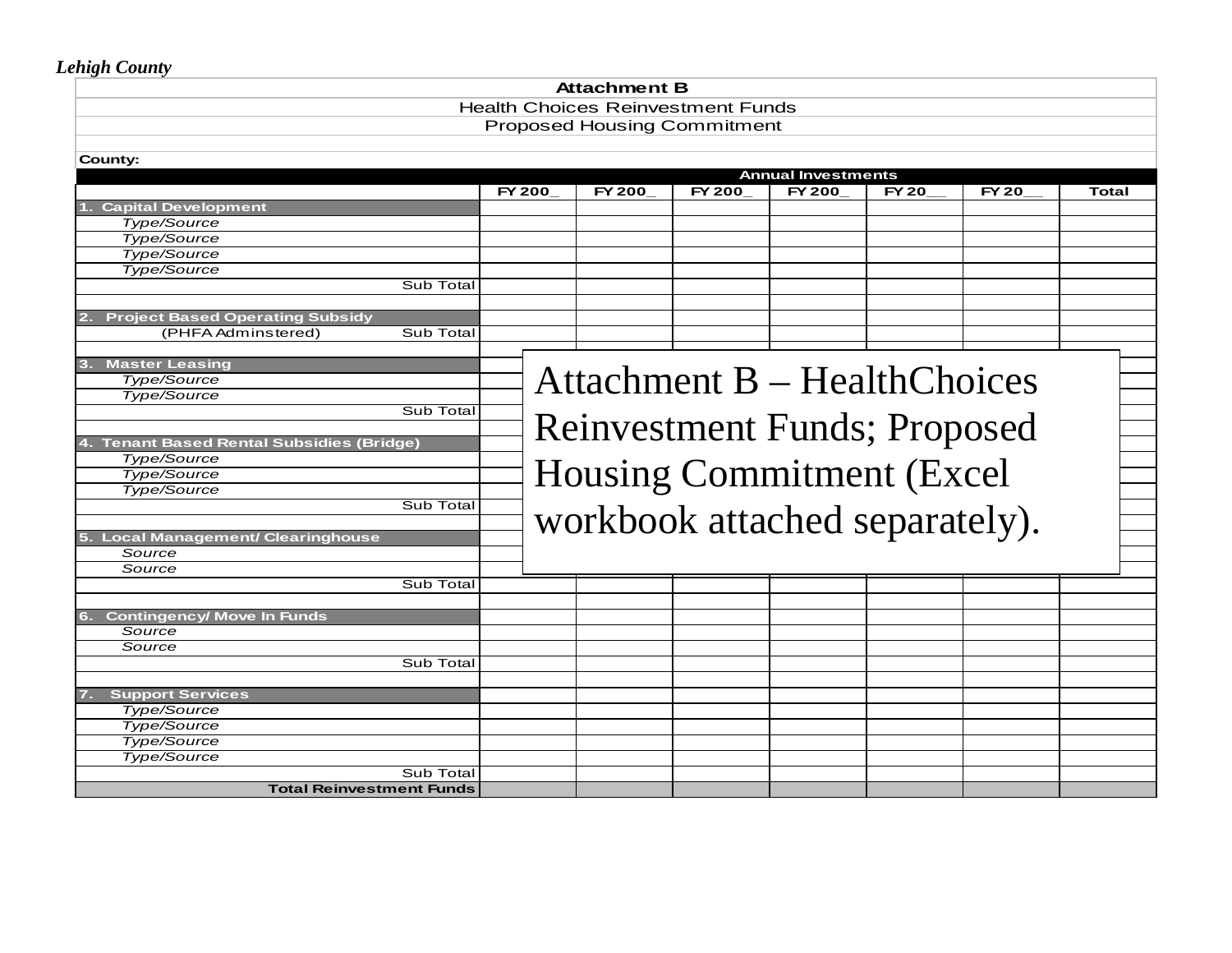*Lehigh County*

| | | | | | | | |
|---|---|---|---|---|---|---|---|
| **Attachment B** | | | | | | | |
| Health Choices Reinvestment Funds | | | | | | | |
| Proposed Housing Commitment | | | | | | | |
| **County:** | | | | | | | |
| | **Annual Investments** | | | | | | |
| | **FY 200_** | **FY 200_** | **FY 200_** | **FY 200_** | **FY 20__** | **FY 20__** | **Total** |
| **1. Capital Development** | | | | | | | |
| *Type/Source* | | | | | | | |
| *Type/Source* | | | | | | | |
| *Type/Source* | | | | | | | |
| *Type/Source* | | | | | | | |
| Sub Total | | | | | | | |
| **2. Project Based Operating Subsidy** | | | | | | | |
| (PHFA Adminstered) Sub Total | | | | | | | |
| **3. Master Leasing** | | | | | | | |
| *Type/Source* | | | | | | | |
| *Type/Source* | | | | | | | |
| Sub Total | | | | | | | |
| **4. Tenant Based Rental Subsidies (Bridge)** | | | | | | | |
| *Type/Source* | | | | | | | |
| *Type/Source* | | | | | | | |
| *Type/Source* | | | | | | | |
| Sub Total | | | | | | | |
| **5. Local Management/ Clearinghouse** | | | | | | | |
| *Source* | | | | | | | |
| *Source* | | | | | | | |
| Sub Total | | | | | | | |
| **6. Contingency/ Move In Funds** | | | | | | | |
| *Source* | | | | | | | |
| *Source* | | | | | | | |
| Sub Total | | | | | | | |
| **7. Support Services** | | | | | | | |
| *Type/Source* | | | | | | | |
| *Type/Source* | | | | | | | |
| *Type/Source* | | | | | | | |
| *Type/Source* | | | | | | | |
| Sub Total | | | | | | | |
| **Total Reinvestment Funds** | | | | | | | |

Attachment B – HealthChoices Reinvestment Funds; Proposed Housing Commitment (Excel workbook attached separately).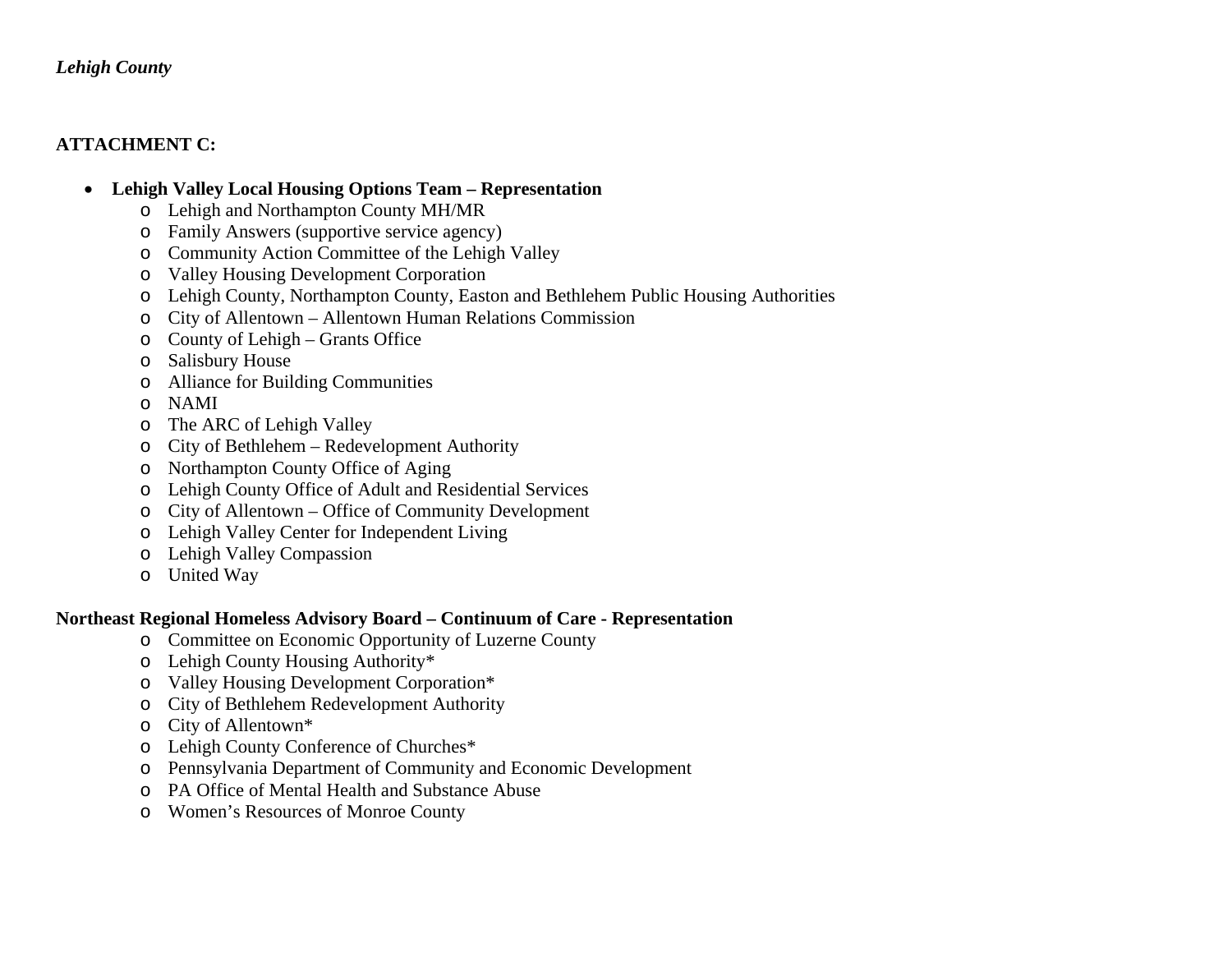*Lehigh County*

**ATTACHMENT C:**

- **Lehigh Valley Local Housing Options Team – Representation**
  - Lehigh and Northampton County MH/MR
  - Family Answers (supportive service agency)
  - Community Action Committee of the Lehigh Valley
  - Valley Housing Development Corporation
  - Lehigh County, Northampton County, Easton and Bethlehem Public Housing Authorities
  - City of Allentown – Allentown Human Relations Commission
  - County of Lehigh – Grants Office
  - Salisbury House
  - Alliance for Building Communities
  - NAMI
  - The ARC of Lehigh Valley
  - City of Bethlehem – Redevelopment Authority
  - Northampton County Office of Aging
  - Lehigh County Office of Adult and Residential Services
  - City of Allentown – Office of Community Development
  - Lehigh Valley Center for Independent Living
  - Lehigh Valley Compassion
  - United Way

**Northeast Regional Homeless Advisory Board – Continuum of Care - Representation**

- Committee on Economic Opportunity of Luzerne County
- Lehigh County Housing Authority*
- Valley Housing Development Corporation*
- City of Bethlehem Redevelopment Authority
- City of Allentown*
- Lehigh County Conference of Churches*
- Pennsylvania Department of Community and Economic Development
- PA Office of Mental Health and Substance Abuse
- Women's Resources of Monroe County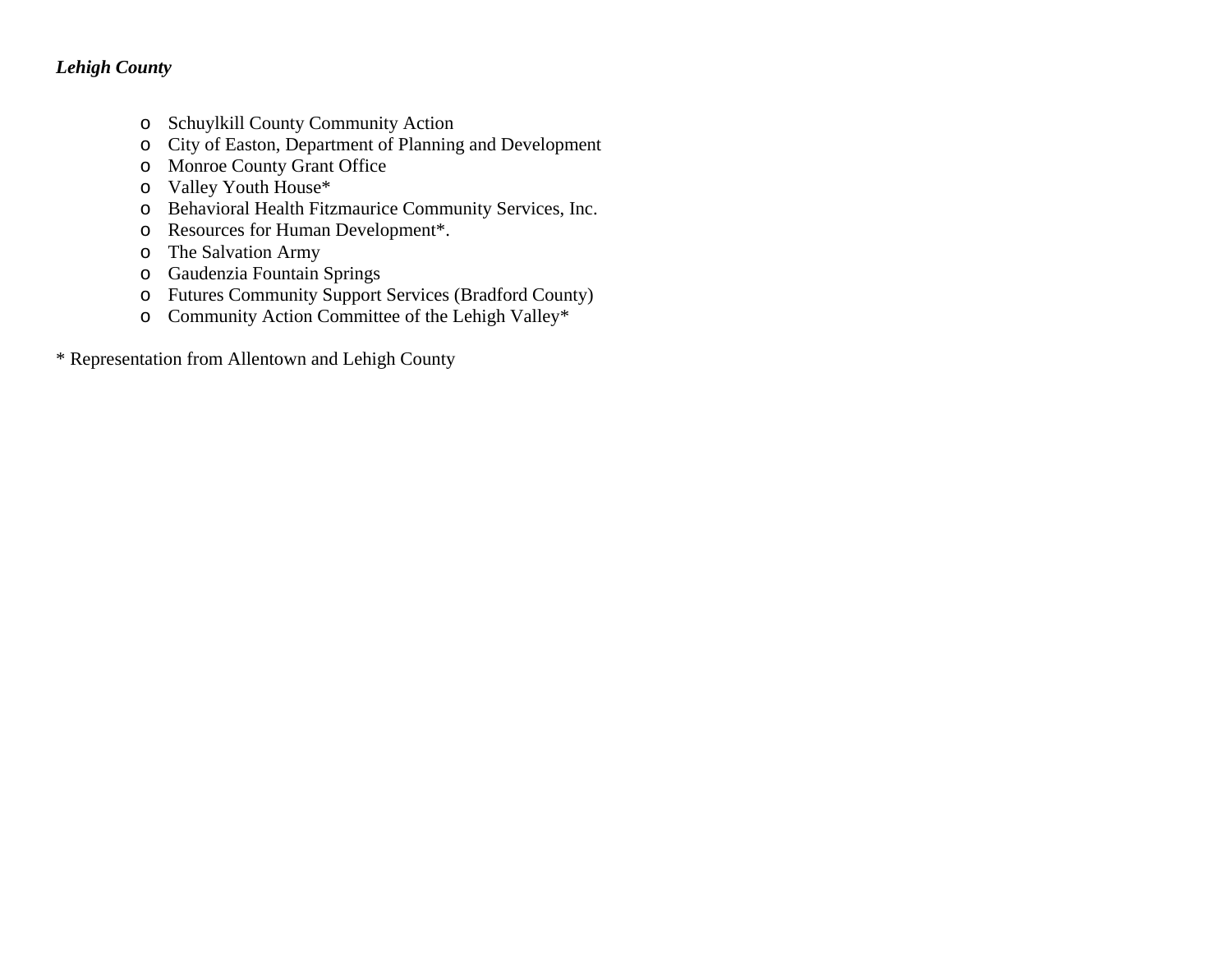***Lehigh County***

- Schuylkill County Community Action
- City of Easton, Department of Planning and Development
- Monroe County Grant Office
- Valley Youth House*
- Behavioral Health Fitzmaurice Community Services, Inc.
- Resources for Human Development*.
- The Salvation Army
- Gaudenzia Fountain Springs
- Futures Community Support Services (Bradford County)
- Community Action Committee of the Lehigh Valley*

* Representation from Allentown and Lehigh County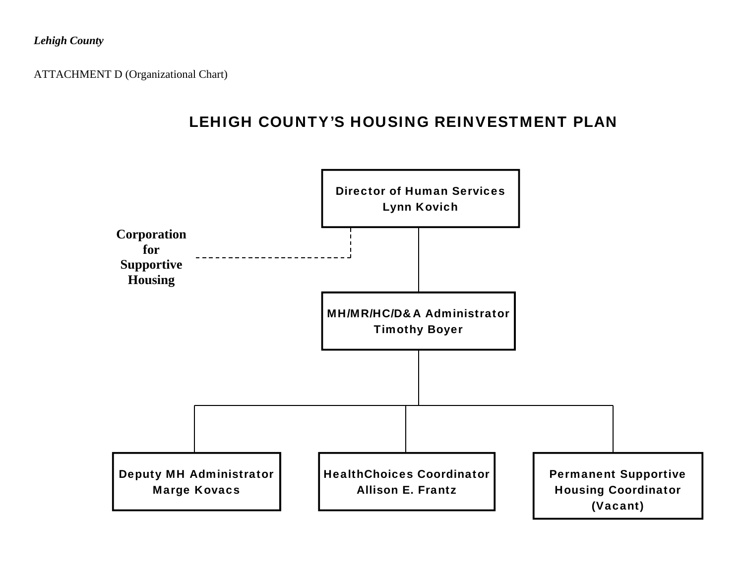*Lehigh County*

ATTACHMENT D (Organizational Chart)

## LEHIGH COUNTY'S HOUSING REINVESTMENT PLAN

**Director of Human Services**
**Lynn Kovich**

**Corporation for Supportive Housing**

**MH/MR/HC/D&A Administrator**
**Timothy Boyer**

**Deputy MH Administrator**
**Marge Kovacs**

**HealthChoices Coordinator**
**Allison E. Frantz**

**Permanent Supportive Housing Coordinator**
**(Vacant)**